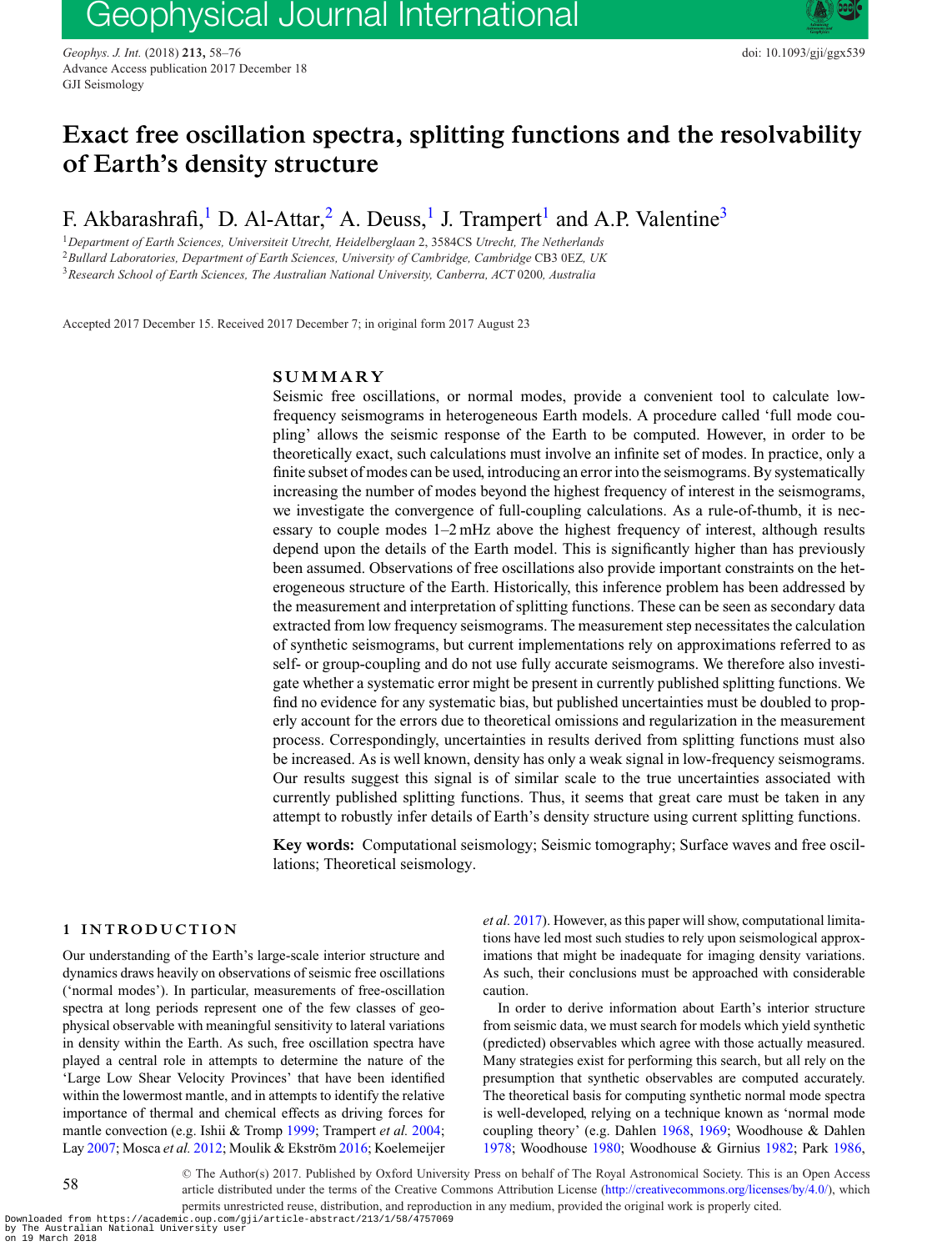# Exact free oscillation spectra, splitting functions and the resolvability of Earth's density structure

F. Akbarashrafi,[1] D. Al-Attar,[2] A. Deuss,[1] J. Trampert[1] and A.P. Valentine[3]

[1]*Department of Earth Sciences, Universiteit Utrecht, Heidelberglaan 2, 3584CS Utrecht, The Netherlands*
[2]*Bullard Laboratories, Department of Earth Sciences, University of Cambridge, Cambridge CB3 0EZ, UK*
[3]*Research School of Earth Sciences, The Australian National University, Canberra, ACT 0200, Australia*

Accepted 2017 December 15. Received 2017 December 7; in original form 2017 August 23

## SUMMARY

Seismic free oscillations, or normal modes, provide a convenient tool to calculate low-frequency seismograms in heterogeneous Earth models. A procedure called 'full mode coupling' allows the seismic response of the Earth to be computed. However, in order to be theoretically exact, such calculations must involve an infinite set of modes. In practice, only a finite subset of modes can be used, introducing an error into the seismograms. By systematically increasing the number of modes beyond the highest frequency of interest in the seismograms, we investigate the convergence of full-coupling calculations. As a rule-of-thumb, it is necessary to couple modes 1–2 mHz above the highest frequency of interest, although results depend upon the details of the Earth model. This is significantly higher than has previously been assumed. Observations of free oscillations also provide important constraints on the heterogeneous structure of the Earth. Historically, this inference problem has been addressed by the measurement and interpretation of splitting functions. These can be seen as secondary data extracted from low frequency seismograms. The measurement step necessitates the calculation of synthetic seismograms, but current implementations rely on approximations referred to as self- or group-coupling and do not use fully accurate seismograms. We therefore also investigate whether a systematic error might be present in currently published splitting functions. We find no evidence for any systematic bias, but published uncertainties must be doubled to properly account for the errors due to theoretical omissions and regularization in the measurement process. Correspondingly, uncertainties in results derived from splitting functions must also be increased. As is well known, density has only a weak signal in low-frequency seismograms. Our results suggest this signal is of similar scale to the true uncertainties associated with currently published splitting functions. Thus, it seems that great care must be taken in any attempt to robustly infer details of Earth's density structure using current splitting functions.

**Key words:** Computational seismology; Seismic tomography; Surface waves and free oscillations; Theoretical seismology.

## 1 INTRODUCTION

Our understanding of the Earth's large-scale interior structure and dynamics draws heavily on observations of seismic free oscillations ('normal modes'). In particular, measurements of free-oscillation spectra at long periods represent one of the few classes of geophysical observable with meaningful sensitivity to lateral variations in density within the Earth. As such, free oscillation spectra have played a central role in attempts to determine the nature of the 'Large Low Shear Velocity Provinces' that have been identified within the lowermost mantle, and in attempts to identify the relative importance of thermal and chemical effects as driving forces for mantle convection (e.g. Ishii & Tromp 1999; Trampert *et al.* 2004; Lay 2007; Mosca *et al.* 2012; Moulik & Ekström 2016; Koelemeijer *et al.* 2017). However, as this paper will show, computational limitations have led most such studies to rely upon seismological approximations that might be inadequate for imaging density variations. As such, their conclusions must be approached with considerable caution.

In order to derive information about Earth's interior structure from seismic data, we must search for models which yield synthetic (predicted) observables which agree with those actually measured. Many strategies exist for performing this search, but all rely on the presumption that synthetic observables are computed accurately. The theoretical basis for computing synthetic normal mode spectra is well-developed, relying on a technique known as 'normal mode coupling theory' (e.g. Dahlen 1968, 1969; Woodhouse & Dahlen 1978; Woodhouse 1980; Woodhouse & Girnius 1982; Park 1986,

© The Author(s) 2017. Published by Oxford University Press on behalf of The Royal Astronomical Society. This is an Open Access article distributed under the terms of the Creative Commons Attribution License (http://creativecommons.org/licenses/by/4.0/), which permits unrestricted reuse, distribution, and reproduction in any medium, provided the original work is properly cited.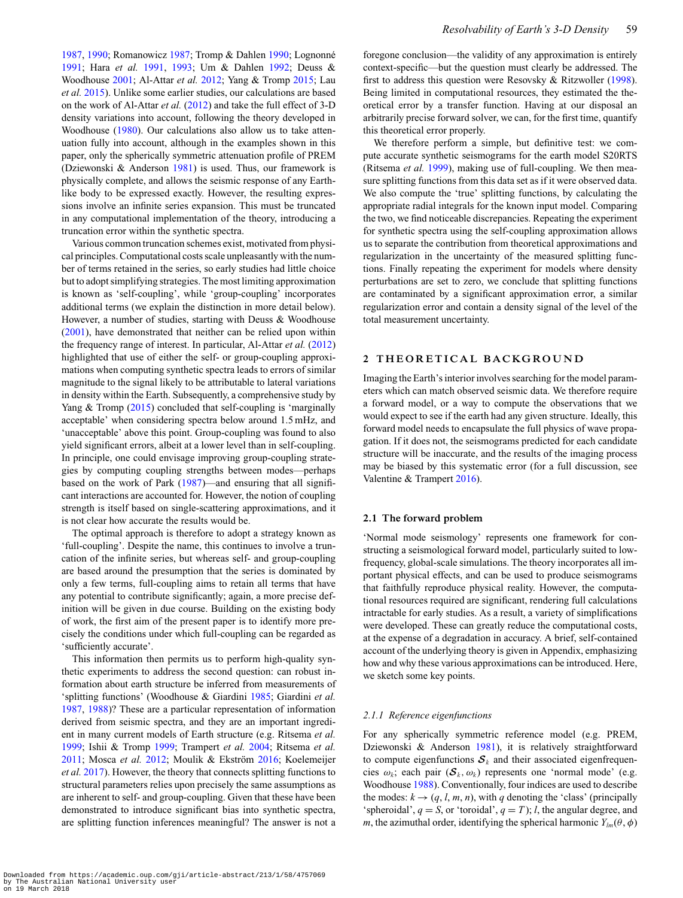1987, 1990; Romanowicz 1987; Tromp & Dahlen 1990; Lognonné 1991; Hara *et al.* 1991, 1993; Um & Dahlen 1992; Deuss & Woodhouse 2001; Al-Attar *et al.* 2012; Yang & Tromp 2015; Lau *et al.* 2015). Unlike some earlier studies, our calculations are based on the work of Al-Attar *et al.* (2012) and take the full effect of 3-D density variations into account, following the theory developed in Woodhouse (1980). Our calculations also allow us to take attenuation fully into account, although in the examples shown in this paper, only the spherically symmetric attenuation profile of PREM (Dziewonski & Anderson 1981) is used. Thus, our framework is physically complete, and allows the seismic response of any Earth-like body to be expressed exactly. However, the resulting expressions involve an infinite series expansion. This must be truncated in any computational implementation of the theory, introducing a truncation error within the synthetic spectra.

Various common truncation schemes exist, motivated from physical principles. Computational costs scale unpleasantly with the number of terms retained in the series, so early studies had little choice but to adopt simplifying strategies. The most limiting approximation is known as 'self-coupling', while 'group-coupling' incorporates additional terms (we explain the distinction in more detail below). However, a number of studies, starting with Deuss & Woodhouse (2001), have demonstrated that neither can be relied upon within the frequency range of interest. In particular, Al-Attar *et al.* (2012) highlighted that use of either the self- or group-coupling approximations when computing synthetic spectra leads to errors of similar magnitude to the signal likely to be attributable to lateral variations in density within the Earth. Subsequently, a comprehensive study by Yang & Tromp (2015) concluded that self-coupling is 'marginally acceptable' when considering spectra below around 1.5 mHz, and 'unacceptable' above this point. Group-coupling was found to also yield significant errors, albeit at a lower level than in self-coupling. In principle, one could envisage improving group-coupling strategies by computing coupling strengths between modes—perhaps based on the work of Park (1987)—and ensuring that all significant interactions are accounted for. However, the notion of coupling strength is itself based on single-scattering approximations, and it is not clear how accurate the results would be.

The optimal approach is therefore to adopt a strategy known as 'full-coupling'. Despite the name, this continues to involve a truncation of the infinite series, but whereas self- and group-coupling are based around the presumption that the series is dominated by only a few terms, full-coupling aims to retain all terms that have any potential to contribute significantly; again, a more precise definition will be given in due course. Building on the existing body of work, the first aim of the present paper is to identify more precisely the conditions under which full-coupling can be regarded as 'sufficiently accurate'.

This information then permits us to perform high-quality synthetic experiments to address the second question: can robust information about earth structure be inferred from measurements of 'splitting functions' (Woodhouse & Giardini 1985; Giardini *et al.* 1987, 1988)? These are a particular representation of information derived from seismic spectra, and they are an important ingredient in many current models of Earth structure (e.g. Ritsema *et al.* 1999; Ishii & Tromp 1999; Trampert *et al.* 2004; Ritsema *et al.* 2011; Mosca *et al.* 2012; Moulik & Ekström 2016; Koelemeijer *et al.* 2017). However, the theory that connects splitting functions to structural parameters relies upon precisely the same assumptions as are inherent to self- and group-coupling. Given that these have been demonstrated to introduce significant bias into synthetic spectra, are splitting function inferences meaningful? The answer is not a foregone conclusion—the validity of any approximation is entirely context-specific—but the question must clearly be addressed. The first to address this question were Resovsky & Ritzwoller (1998). Being limited in computational resources, they estimated the theoretical error by a transfer function. Having at our disposal an arbitrarily precise forward solver, we can, for the first time, quantify this theoretical error properly.

We therefore perform a simple, but definitive test: we compute accurate synthetic seismograms for the earth model S20RTS (Ritsema *et al.* 1999), making use of full-coupling. We then measure splitting functions from this data set as if it were observed data. We also compute the 'true' splitting functions, by calculating the appropriate radial integrals for the known input model. Comparing the two, we find noticeable discrepancies. Repeating the experiment for synthetic spectra using the self-coupling approximation allows us to separate the contribution from theoretical approximations and regularization in the uncertainty of the measured splitting functions. Finally repeating the experiment for models where density perturbations are set to zero, we conclude that splitting functions are contaminated by a significant approximation error, a similar regularization error and contain a density signal of the level of the total measurement uncertainty.

## 2 THEORETICAL BACKGROUND

Imaging the Earth's interior involves searching for the model parameters which can match observed seismic data. We therefore require a forward model, or a way to compute the observations that we would expect to see if the earth had any given structure. Ideally, this forward model needs to encapsulate the full physics of wave propagation. If it does not, the seismograms predicted for each candidate structure will be inaccurate, and the results of the imaging process may be biased by this systematic error (for a full discussion, see Valentine & Trampert 2016).

### 2.1 The forward problem

'Normal mode seismology' represents one framework for constructing a seismological forward model, particularly suited to low-frequency, global-scale simulations. The theory incorporates all important physical effects, and can be used to produce seismograms that faithfully reproduce physical reality. However, the computational resources required are significant, rendering full calculations intractable for early studies. As a result, a variety of simplifications were developed. These can greatly reduce the computational costs, at the expense of a degradation in accuracy. A brief, self-contained account of the underlying theory is given in Appendix, emphasizing how and why these various approximations can be introduced. Here, we sketch some key points.

#### 2.1.1 Reference eigenfunctions

For any spherically symmetric reference model (e.g. PREM, Dziewonski & Anderson 1981), it is relatively straightforward to compute eigenfunctions $\boldsymbol{\mathcal{S}}_k$ and their associated eigenfrequencies $\omega_k$; each pair $(\boldsymbol{\mathcal{S}}_k, \omega_k)$ represents one 'normal mode' (e.g. Woodhouse 1988). Conventionally, four indices are used to describe the modes: $k \to (q, l, m, n)$, with $q$ denoting the 'class' (principally 'spheroidal', $q = S$, or 'toroidal', $q = T$); $l$, the angular degree, and $m$, the azimuthal order, identifying the spherical harmonic $Y_{lm}(\theta, \phi)$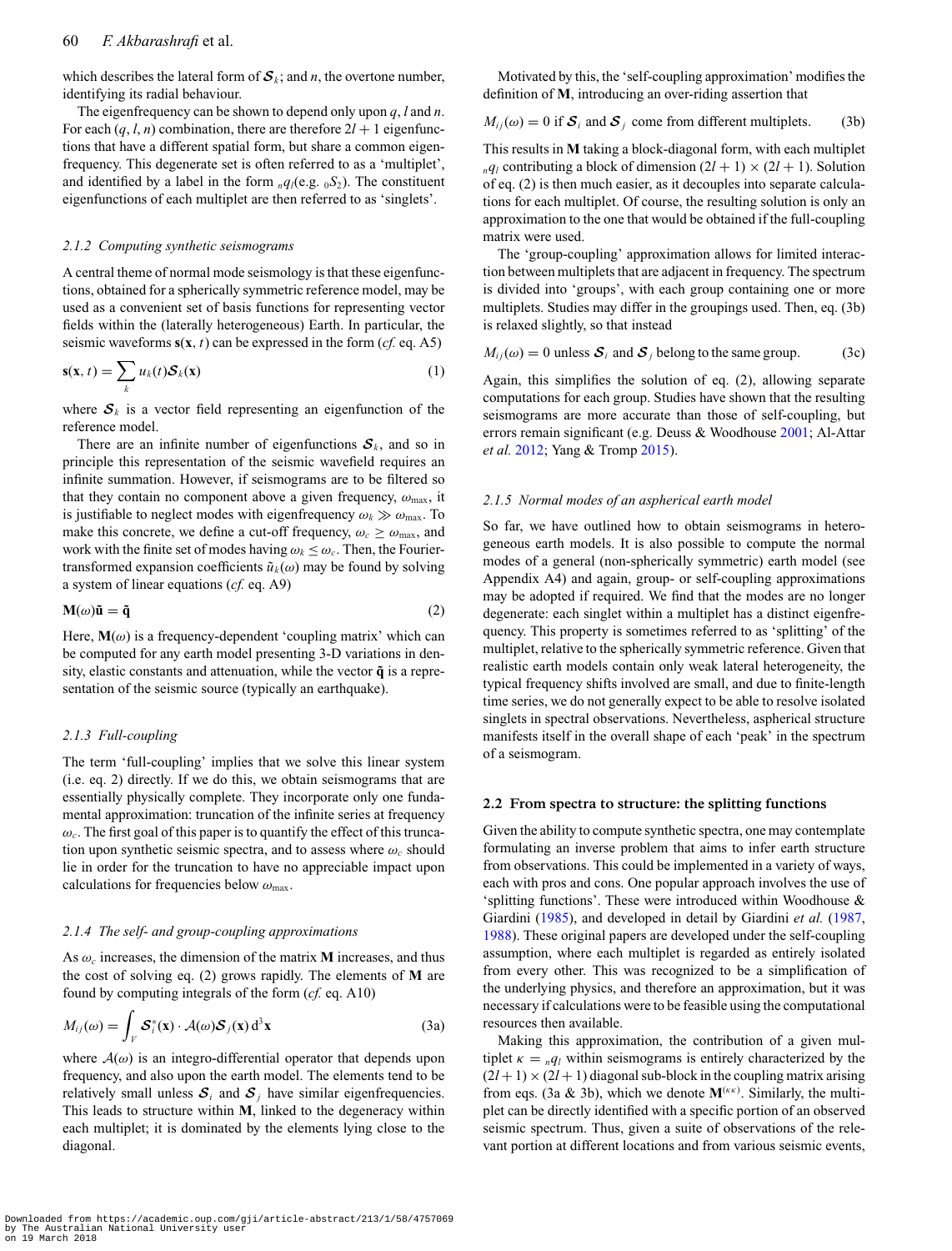which describes the lateral form of $\boldsymbol{\mathcal{S}}_k$; and $n$, the overtone number, identifying its radial behaviour.

The eigenfrequency can be shown to depend only upon $q$, $l$ and $n$. For each $(q, l, n)$ combination, there are therefore $2l + 1$ eigenfunctions that have a different spatial form, but share a common eigenfrequency. This degenerate set is often referred to as a 'multiplet', and identified by a label in the form ${}_nq_l$(e.g. ${}_0S_2$). The constituent eigenfunctions of each multiplet are then referred to as 'singlets'.

### *2.1.2 Computing synthetic seismograms*

A central theme of normal mode seismology is that these eigenfunctions, obtained for a spherically symmetric reference model, may be used as a convenient set of basis functions for representing vector fields within the (laterally heterogeneous) Earth. In particular, the seismic waveforms $\mathbf{s}(\mathbf{x}, t)$ can be expressed in the form (*cf.* eq. A5)

$$\mathbf{s}(\mathbf{x}, t) = \sum_k u_k(t)\boldsymbol{\mathcal{S}}_k(\mathbf{x}) \tag{1}$$

where $\boldsymbol{\mathcal{S}}_k$ is a vector field representing an eigenfunction of the reference model.

There are an infinite number of eigenfunctions $\boldsymbol{\mathcal{S}}_k$, and so in principle this representation of the seismic wavefield requires an infinite summation. However, if seismograms are to be filtered so that they contain no component above a given frequency, $\omega_{\max}$, it is justifiable to neglect modes with eigenfrequency $\omega_k \gg \omega_{\max}$. To make this concrete, we define a cut-off frequency, $\omega_c \geq \omega_{\max}$, and work with the finite set of modes having $\omega_k \leq \omega_c$. Then, the Fourier-transformed expansion coefficients $\tilde{u}_k(\omega)$ may be found by solving a system of linear equations (*cf.* eq. A9)

$$\mathbf{M}(\omega)\tilde{\mathbf{u}} = \tilde{\mathbf{q}} \tag{2}$$

Here, $\mathbf{M}(\omega)$ is a frequency-dependent 'coupling matrix' which can be computed for any earth model presenting 3-D variations in density, elastic constants and attenuation, while the vector $\tilde{\mathbf{q}}$ is a representation of the seismic source (typically an earthquake).

### *2.1.3 Full-coupling*

The term 'full-coupling' implies that we solve this linear system (i.e. eq. 2) directly. If we do this, we obtain seismograms that are essentially physically complete. They incorporate only one fundamental approximation: truncation of the infinite series at frequency $\omega_c$. The first goal of this paper is to quantify the effect of this truncation upon synthetic seismic spectra, and to assess where $\omega_c$ should lie in order for the truncation to have no appreciable impact upon calculations for frequencies below $\omega_{\max}$.

### *2.1.4 The self- and group-coupling approximations*

As $\omega_c$ increases, the dimension of the matrix $\mathbf{M}$ increases, and thus the cost of solving eq. (2) grows rapidly. The elements of $\mathbf{M}$ are found by computing integrals of the form (*cf.* eq. A10)

$$M_{ij}(\omega) = \int_V \boldsymbol{\mathcal{S}}_i^*(\mathbf{x}) \cdot \mathcal{A}(\omega)\boldsymbol{\mathcal{S}}_j(\mathbf{x})\,\mathrm{d}^3\mathbf{x} \tag{3a}$$

where $\mathcal{A}(\omega)$ is an integro-differential operator that depends upon frequency, and also upon the earth model. The elements tend to be relatively small unless $\boldsymbol{\mathcal{S}}_i$ and $\boldsymbol{\mathcal{S}}_j$ have similar eigenfrequencies. This leads to structure within $\mathbf{M}$, linked to the degeneracy within each multiplet; it is dominated by the elements lying close to the diagonal.

Motivated by this, the 'self-coupling approximation' modifies the definition of $\mathbf{M}$, introducing an over-riding assertion that

$$M_{ij}(\omega) = 0 \text{ if } \boldsymbol{\mathcal{S}}_i \text{ and } \boldsymbol{\mathcal{S}}_j \text{ come from different multiplets.} \tag{3b}$$

This results in $\mathbf{M}$ taking a block-diagonal form, with each multiplet ${}_nq_l$ contributing a block of dimension $(2l + 1) \times (2l + 1)$. Solution of eq. (2) is then much easier, as it decouples into separate calculations for each multiplet. Of course, the resulting solution is only an approximation to the one that would be obtained if the full-coupling matrix were used.

The 'group-coupling' approximation allows for limited interaction between multiplets that are adjacent in frequency. The spectrum is divided into 'groups', with each group containing one or more multiplets. Studies may differ in the groupings used. Then, eq. (3b) is relaxed slightly, so that instead

$$M_{ij}(\omega) = 0 \text{ unless } \boldsymbol{\mathcal{S}}_i \text{ and } \boldsymbol{\mathcal{S}}_j \text{ belong to the same group.} \tag{3c}$$

Again, this simplifies the solution of eq. (2), allowing separate computations for each group. Studies have shown that the resulting seismograms are more accurate than those of self-coupling, but errors remain significant (e.g. Deuss & Woodhouse 2001; Al-Attar *et al.* 2012; Yang & Tromp 2015).

### *2.1.5 Normal modes of an aspherical earth model*

So far, we have outlined how to obtain seismograms in heterogeneous earth models. It is also possible to compute the normal modes of a general (non-spherically symmetric) earth model (see Appendix A4) and again, group- or self-coupling approximations may be adopted if required. We find that the modes are no longer degenerate: each singlet within a multiplet has a distinct eigenfrequency. This property is sometimes referred to as 'splitting' of the multiplet, relative to the spherically symmetric reference. Given that realistic earth models contain only weak lateral heterogeneity, the typical frequency shifts involved are small, and due to finite-length time series, we do not generally expect to be able to resolve isolated singlets in spectral observations. Nevertheless, aspherical structure manifests itself in the overall shape of each 'peak' in the spectrum of a seismogram.

## 2.2 From spectra to structure: the splitting functions

Given the ability to compute synthetic spectra, one may contemplate formulating an inverse problem that aims to infer earth structure from observations. This could be implemented in a variety of ways, each with pros and cons. One popular approach involves the use of 'splitting functions'. These were introduced within Woodhouse & Giardini (1985), and developed in detail by Giardini *et al.* (1987, 1988). These original papers are developed under the self-coupling assumption, where each multiplet is regarded as entirely isolated from every other. This was recognized to be a simplification of the underlying physics, and therefore an approximation, but it was necessary if calculations were to be feasible using the computational resources then available.

Making this approximation, the contribution of a given multiplet $\kappa = {}_nq_l$ within seismograms is entirely characterized by the $(2l+1) \times (2l+1)$ diagonal sub-block in the coupling matrix arising from eqs. (3a & 3b), which we denote $\mathbf{M}^{(\kappa\kappa)}$. Similarly, the multiplet can be directly identified with a specific portion of an observed seismic spectrum. Thus, given a suite of observations of the relevant portion at different locations and from various seismic events,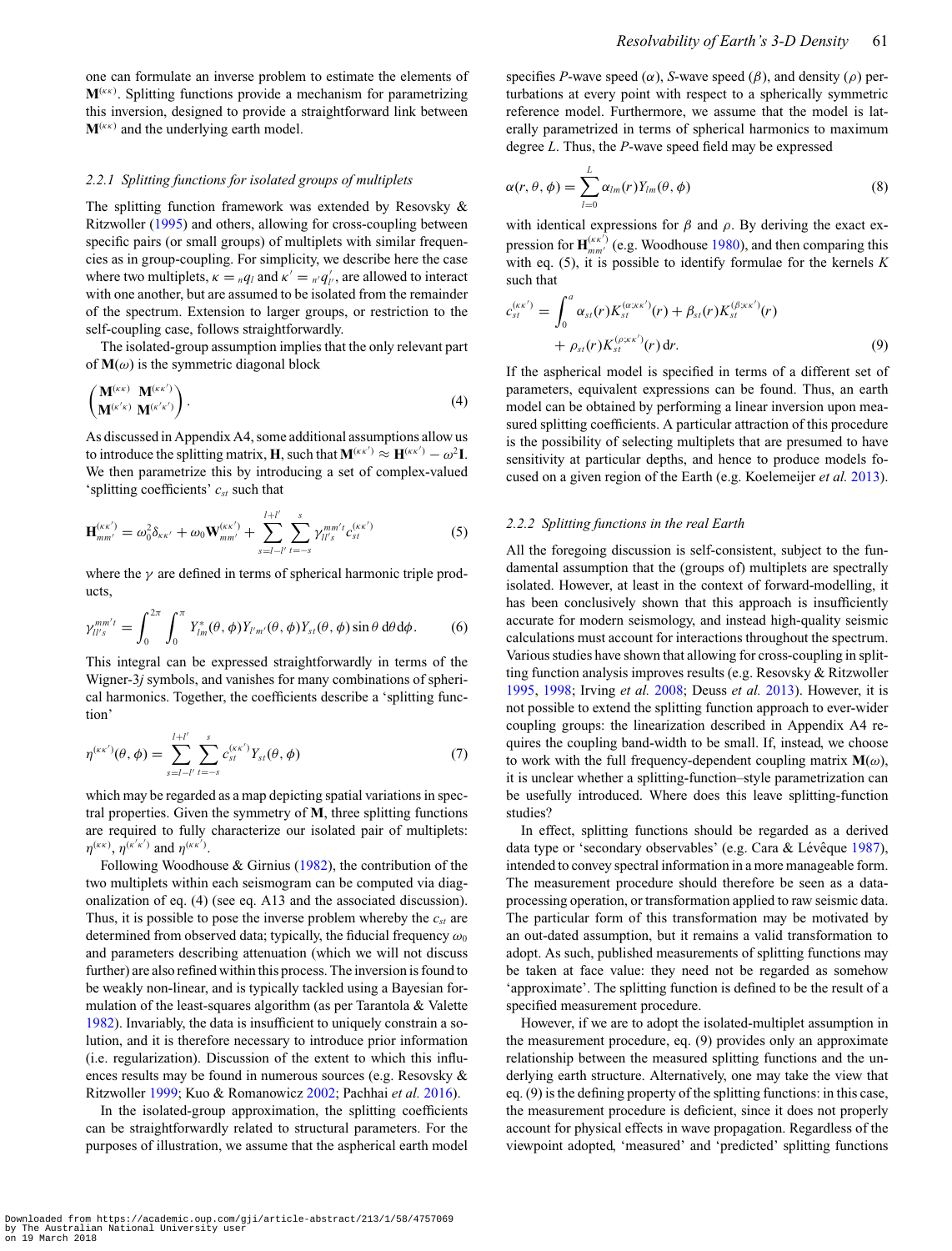one can formulate an inverse problem to estimate the elements of $\mathbf{M}^{(\kappa\kappa)}$. Splitting functions provide a mechanism for parametrizing this inversion, designed to provide a straightforward link between $\mathbf{M}^{(\kappa\kappa)}$ and the underlying earth model.

### *2.2.1 Splitting functions for isolated groups of multiplets*

The splitting function framework was extended by Resovsky & Ritzwoller (1995) and others, allowing for cross-coupling between specific pairs (or small groups) of multiplets with similar frequencies as in group-coupling. For simplicity, we describe here the case where two multiplets, $\kappa = {}_nq_l$ and $\kappa' = {}_{n'}q'_{l'}$, are allowed to interact with one another, but are assumed to be isolated from the remainder of the spectrum. Extension to larger groups, or restriction to the self-coupling case, follows straightforwardly.

The isolated-group assumption implies that the only relevant part of $\mathbf{M}(\omega)$ is the symmetric diagonal block

$$\begin{pmatrix} \mathbf{M}^{(\kappa\kappa)} & \mathbf{M}^{(\kappa\kappa')} \\ \mathbf{M}^{(\kappa'\kappa)} & \mathbf{M}^{(\kappa'\kappa')} \end{pmatrix}. \tag{4}$$

As discussed in Appendix A4, some additional assumptions allow us to introduce the splitting matrix, $\mathbf{H}$, such that $\mathbf{M}^{(\kappa\kappa')} \approx \mathbf{H}^{(\kappa\kappa')} - \omega^2\mathbf{I}$. We then parametrize this by introducing a set of complex-valued 'splitting coefficients' $c_{st}$ such that

$$\mathbf{H}^{(\kappa\kappa')}_{mm'} = \omega_0^2\delta_{\kappa\kappa'} + \omega_0\mathbf{W}^{(\kappa\kappa')}_{mm'} + \sum_{s=l-l'}^{l+l'}\sum_{t=-s}^{s}\gamma^{mm't}_{ll's}c^{(\kappa\kappa')}_{st} \tag{5}$$

where the $\gamma$ are defined in terms of spherical harmonic triple products,

$$\gamma^{mm't}_{ll's} = \int_0^{2\pi}\int_0^{\pi} Y^*_{lm}(\theta,\phi)Y_{l'm'}(\theta,\phi)Y_{st}(\theta,\phi)\sin\theta\,\mathrm{d}\theta\,\mathrm{d}\phi. \tag{6}$$

This integral can be expressed straightforwardly in terms of the Wigner-3$j$ symbols, and vanishes for many combinations of spherical harmonics. Together, the coefficients describe a 'splitting function'

$$\eta^{(\kappa\kappa')}(\theta,\phi) = \sum_{s=l-l'}^{l+l'}\sum_{t=-s}^{s} c^{(\kappa\kappa')}_{st}Y_{st}(\theta,\phi) \tag{7}$$

which may be regarded as a map depicting spatial variations in spectral properties. Given the symmetry of $\mathbf{M}$, three splitting functions are required to fully characterize our isolated pair of multiplets: $\eta^{(\kappa\kappa)}$, $\eta^{(\kappa'\kappa')}$ and $\eta^{(\kappa\kappa')}$.

Following Woodhouse & Girnius (1982), the contribution of the two multiplets within each seismogram can be computed via diagonalization of eq. (4) (see eq. A13 and the associated discussion). Thus, it is possible to pose the inverse problem whereby the $c_{st}$ are determined from observed data; typically, the fiducial frequency $\omega_0$ and parameters describing attenuation (which we will not discuss further) are also refined within this process. The inversion is found to be weakly non-linear, and is typically tackled using a Bayesian formulation of the least-squares algorithm (as per Tarantola & Valette 1982). Invariably, the data is insufficient to uniquely constrain a solution, and it is therefore necessary to introduce prior information (i.e. regularization). Discussion of the extent to which this influences results may be found in numerous sources (e.g. Resovsky & Ritzwoller 1999; Kuo & Romanowicz 2002; Pachhai *et al.* 2016).

In the isolated-group approximation, the splitting coefficients can be straightforwardly related to structural parameters. For the purposes of illustration, we assume that the aspherical earth model specifies $P$-wave speed ($\alpha$), $S$-wave speed ($\beta$), and density ($\rho$) perturbations at every point with respect to a spherically symmetric reference model. Furthermore, we assume that the model is laterally parametrized in terms of spherical harmonics to maximum degree $L$. Thus, the $P$-wave speed field may be expressed

$$\alpha(r,\theta,\phi) = \sum_{l=0}^{L}\alpha_{lm}(r)Y_{lm}(\theta,\phi) \tag{8}$$

with identical expressions for $\beta$ and $\rho$. By deriving the exact expression for $\mathbf{H}^{(\kappa\kappa')}_{mm'}$ (e.g. Woodhouse 1980), and then comparing this with eq. (5), it is possible to identify formulae for the kernels $K$ such that

$$c^{(\kappa\kappa')}_{st} = \int_0^a \alpha_{st}(r)K^{(\alpha;\kappa\kappa')}_{st}(r) + \beta_{st}(r)K^{(\beta;\kappa\kappa')}_{st}(r) + \rho_{st}(r)K^{(\rho;\kappa\kappa')}_{st}(r)\,\mathrm{d}r. \tag{9}$$

If the aspherical model is specified in terms of a different set of parameters, equivalent expressions can be found. Thus, an earth model can be obtained by performing a linear inversion upon measured splitting coefficients. A particular attraction of this procedure is the possibility of selecting multiplets that are presumed to have sensitivity at particular depths, and hence to produce models focused on a given region of the Earth (e.g. Koelemeijer *et al.* 2013).

### *2.2.2 Splitting functions in the real Earth*

All the foregoing discussion is self-consistent, subject to the fundamental assumption that the (groups of) multiplets are spectrally isolated. However, in the context of forward-modelling, it has been conclusively shown that this approach is insufficiently accurate for modern seismology, and instead high-quality seismic calculations must account for interactions throughout the spectrum. Various studies have shown that allowing for cross-coupling in splitting function analysis improves results (e.g. Resovsky & Ritzwoller 1995, 1998; Irving *et al.* 2008; Deuss *et al.* 2013). However, it is not possible to extend the splitting function approach to ever-wider coupling groups: the linearization described in Appendix A4 requires the coupling band-width to be small. If, instead, we choose to work with the full frequency-dependent coupling matrix $\mathbf{M}(\omega)$, it is unclear whether a splitting-function–style parametrization can be usefully introduced. Where does this leave splitting-function studies?

In effect, splitting functions should be regarded as a derived data type or 'secondary observables' (e.g. Cara & Lévêque 1987), intended to convey spectral information in a more manageable form. The measurement procedure should therefore be seen as a data-processing operation, or transformation applied to raw seismic data. The particular form of this transformation may be motivated by an out-dated assumption, but it remains a valid transformation to adopt. As such, published measurements of splitting functions may be taken at face value: they need not be regarded as somehow 'approximate'. The splitting function is defined to be the result of a specified measurement procedure.

However, if we are to adopt the isolated-multiplet assumption in the measurement procedure, eq. (9) provides only an approximate relationship between the measured splitting functions and the underlying earth structure. Alternatively, one may take the view that eq. (9) is the defining property of the splitting functions: in this case, the measurement procedure is deficient, since it does not properly account for physical effects in wave propagation. Regardless of the viewpoint adopted, 'measured' and 'predicted' splitting functions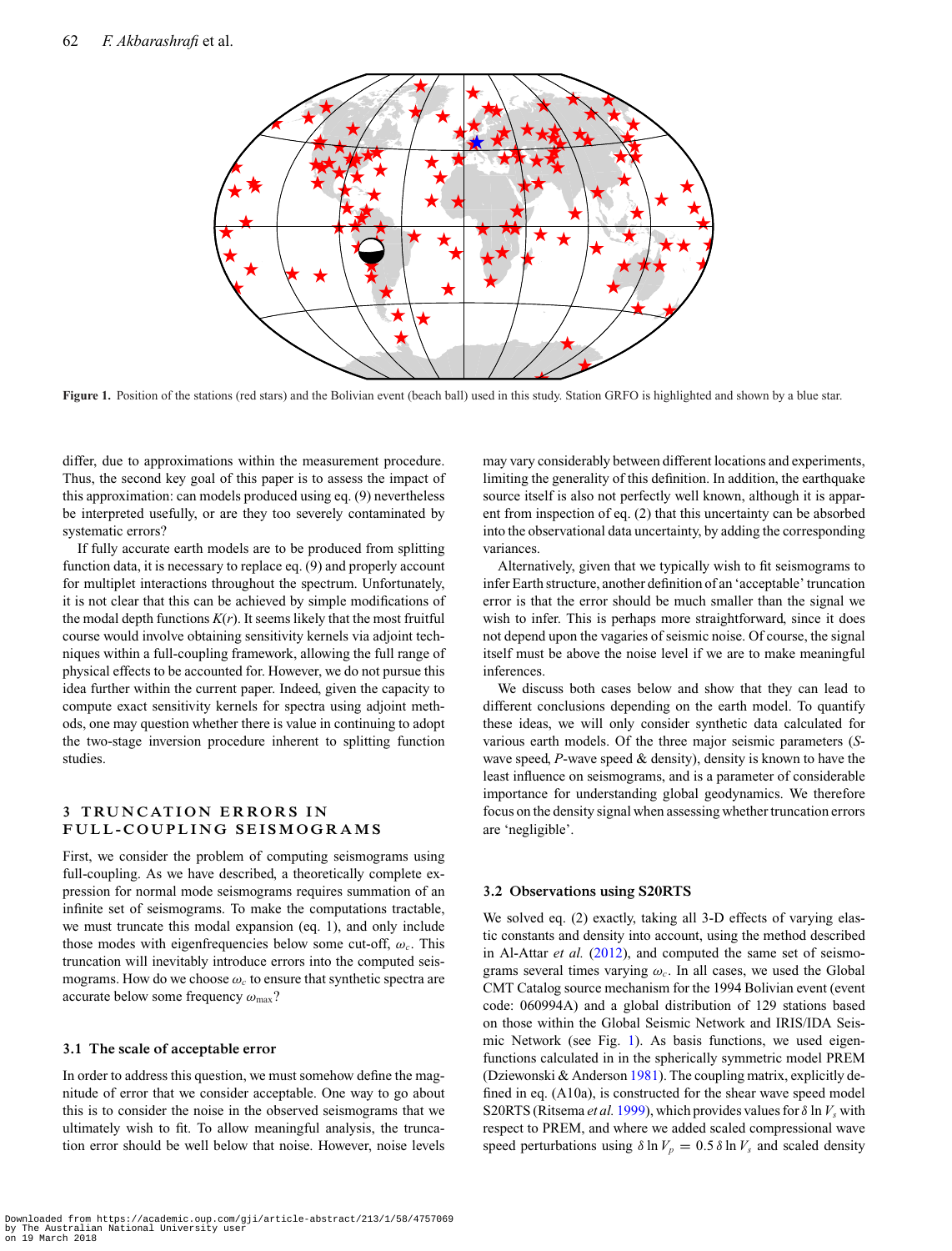Figure 1. Position of the stations (red stars) and the Bolivian event (beach ball) used in this study. Station GRFO is highlighted and shown by a blue star.

differ, due to approximations within the measurement procedure. Thus, the second key goal of this paper is to assess the impact of this approximation: can models produced using eq. (9) nevertheless be interpreted usefully, or are they too severely contaminated by systematic errors?

If fully accurate earth models are to be produced from splitting function data, it is necessary to replace eq. (9) and properly account for multiplet interactions throughout the spectrum. Unfortunately, it is not clear that this can be achieved by simple modifications of the modal depth functions $K(r)$. It seems likely that the most fruitful course would involve obtaining sensitivity kernels via adjoint techniques within a full-coupling framework, allowing the full range of physical effects to be accounted for. However, we do not pursue this idea further within the current paper. Indeed, given the capacity to compute exact sensitivity kernels for spectra using adjoint methods, one may question whether there is value in continuing to adopt the two-stage inversion procedure inherent to splitting function studies.

## 3 TRUNCATION ERRORS IN FULL-COUPLING SEISMOGRAMS

First, we consider the problem of computing seismograms using full-coupling. As we have described, a theoretically complete expression for normal mode seismograms requires summation of an infinite set of seismograms. To make the computations tractable, we must truncate this modal expansion (eq. 1), and only include those modes with eigenfrequencies below some cut-off, $\omega_c$. This truncation will inevitably introduce errors into the computed seismograms. How do we choose $\omega_c$ to ensure that synthetic spectra are accurate below some frequency $\omega_{\max}$?

### 3.1 The scale of acceptable error

In order to address this question, we must somehow define the magnitude of error that we consider acceptable. One way to go about this is to consider the noise in the observed seismograms that we ultimately wish to fit. To allow meaningful analysis, the truncation error should be well below that noise. However, noise levels may vary considerably between different locations and experiments, limiting the generality of this definition. In addition, the earthquake source itself is also not perfectly well known, although it is apparent from inspection of eq. (2) that this uncertainty can be absorbed into the observational data uncertainty, by adding the corresponding variances.

Alternatively, given that we typically wish to fit seismograms to infer Earth structure, another definition of an 'acceptable' truncation error is that the error should be much smaller than the signal we wish to infer. This is perhaps more straightforward, since it does not depend upon the vagaries of seismic noise. Of course, the signal itself must be above the noise level if we are to make meaningful inferences.

We discuss both cases below and show that they can lead to different conclusions depending on the earth model. To quantify these ideas, we will only consider synthetic data calculated for various earth models. Of the three major seismic parameters (*S*-wave speed, *P*-wave speed & density), density is known to have the least influence on seismograms, and is a parameter of considerable importance for understanding global geodynamics. We therefore focus on the density signal when assessing whether truncation errors are 'negligible'.

### 3.2 Observations using S20RTS

We solved eq. (2) exactly, taking all 3-D effects of varying elastic constants and density into account, using the method described in Al-Attar *et al.* (2012), and computed the same set of seismograms several times varying $\omega_c$. In all cases, we used the Global CMT Catalog source mechanism for the 1994 Bolivian event (event code: 060994A) and a global distribution of 129 stations based on those within the Global Seismic Network and IRIS/IDA Seismic Network (see Fig. 1). As basis functions, we used eigenfunctions calculated in in the spherically symmetric model PREM (Dziewonski & Anderson 1981). The coupling matrix, explicitly defined in eq. (A10a), is constructed for the shear wave speed model S20RTS (Ritsema *et al.* 1999), which provides values for $\delta \ln V_s$ with respect to PREM, and where we added scaled compressional wave speed perturbations using $\delta \ln V_p = 0.5\,\delta \ln V_s$ and scaled density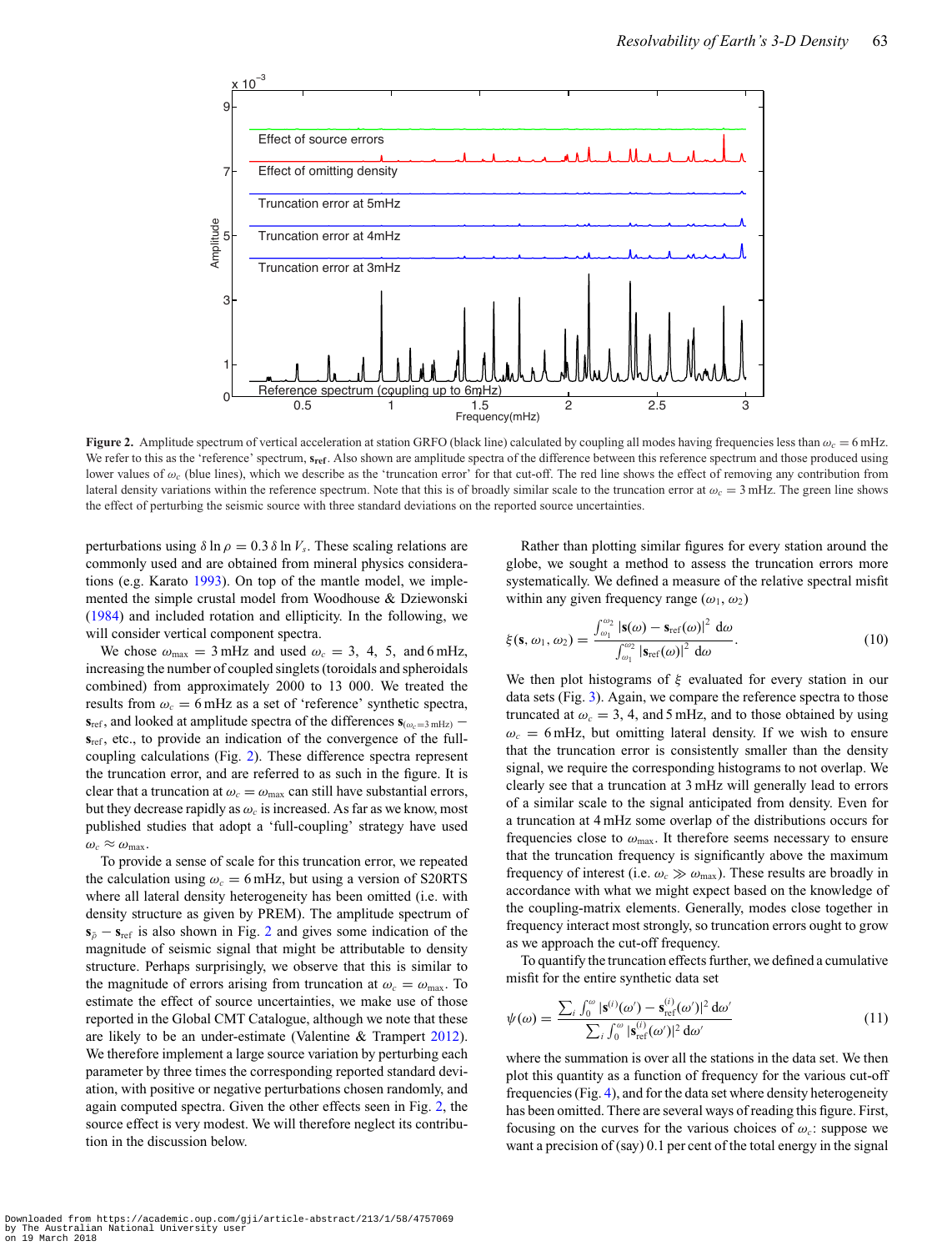**Figure 2.** Amplitude spectrum of vertical acceleration at station GRFO (black line) calculated by coupling all modes having frequencies less than $\omega_c = 6$ mHz. We refer to this as the 'reference' spectrum, $\mathbf{s}_{\mathrm{ref}}$. Also shown are amplitude spectra of the difference between this reference spectrum and those produced using lower values of $\omega_c$ (blue lines), which we describe as the 'truncation error' for that cut-off. The red line shows the effect of removing any contribution from lateral density variations within the reference spectrum. Note that this is of broadly similar scale to the truncation error at $\omega_c = 3$ mHz. The green line shows the effect of perturbing the seismic source with three standard deviations on the reported source uncertainties.

perturbations using $\delta \ln \rho = 0.3\, \delta \ln V_s$. These scaling relations are commonly used and are obtained from mineral physics considerations (e.g. Karato 1993). On top of the mantle model, we implemented the simple crustal model from Woodhouse & Dziewonski (1984) and included rotation and ellipticity. In the following, we will consider vertical component spectra.

We chose $\omega_{\max} = 3$ mHz and used $\omega_c = 3,\ 4,\ 5,$ and 6 mHz, increasing the number of coupled singlets (toroidals and spheroidals combined) from approximately 2000 to 13 000. We treated the results from $\omega_c = 6$ mHz as a set of 'reference' synthetic spectra, $\mathbf{s}_{\mathrm{ref}}$, and looked at amplitude spectra of the differences $\mathbf{s}_{(\omega_c = 3\,\mathrm{mHz})} - \mathbf{s}_{\mathrm{ref}}$, etc., to provide an indication of the convergence of the full-coupling calculations (Fig. 2). These difference spectra represent the truncation error, and are referred to as such in the figure. It is clear that a truncation at $\omega_c = \omega_{\max}$ can still have substantial errors, but they decrease rapidly as $\omega_c$ is increased. As far as we know, most published studies that adopt a 'full-coupling' strategy have used $\omega_c \approx \omega_{\max}$.

To provide a sense of scale for this truncation error, we repeated the calculation using $\omega_c = 6$ mHz, but using a version of S20RTS where all lateral density heterogeneity has been omitted (i.e. with density structure as given by PREM). The amplitude spectrum of $\mathbf{s}_{\bar{\rho}} - \mathbf{s}_{\mathrm{ref}}$ is also shown in Fig. 2 and gives some indication of the magnitude of seismic signal that might be attributable to density structure. Perhaps surprisingly, we observe that this is similar to the magnitude of errors arising from truncation at $\omega_c = \omega_{\max}$. To estimate the effect of source uncertainties, we make use of those reported in the Global CMT Catalogue, although we note that these are likely to be an under-estimate (Valentine & Trampert 2012). We therefore implement a large source variation by perturbing each parameter by three times the corresponding reported standard deviation, with positive or negative perturbations chosen randomly, and again computed spectra. Given the other effects seen in Fig. 2, the source effect is very modest. We will therefore neglect its contribution in the discussion below.

Rather than plotting similar figures for every station around the globe, we sought a method to assess the truncation errors more systematically. We defined a measure of the relative spectral misfit within any given frequency range $(\omega_1, \omega_2)$

$$\xi(\mathbf{s}, \omega_1, \omega_2) = \frac{\int_{\omega_1}^{\omega_2} |\mathbf{s}(\omega) - \mathbf{s}_{\mathrm{ref}}(\omega)|^2 \, \mathrm{d}\omega}{\int_{\omega_1}^{\omega_2} |\mathbf{s}_{\mathrm{ref}}(\omega)|^2 \, \mathrm{d}\omega}. \tag{10}$$

We then plot histograms of $\xi$ evaluated for every station in our data sets (Fig. 3). Again, we compare the reference spectra to those truncated at $\omega_c = 3$, 4, and 5 mHz, and to those obtained by using $\omega_c = 6$ mHz, but omitting lateral density. If we wish to ensure that the truncation error is consistently smaller than the density signal, we require the corresponding histograms to not overlap. We clearly see that a truncation at 3 mHz will generally lead to errors of a similar scale to the signal anticipated from density. Even for a truncation at 4 mHz some overlap of the distributions occurs for frequencies close to $\omega_{\max}$. It therefore seems necessary to ensure that the truncation frequency is significantly above the maximum frequency of interest (i.e. $\omega_c \gg \omega_{\max}$). These results are broadly in accordance with what we might expect based on the knowledge of the coupling-matrix elements. Generally, modes close together in frequency interact most strongly, so truncation errors ought to grow as we approach the cut-off frequency.

To quantify the truncation effects further, we defined a cumulative misfit for the entire synthetic data set

$$\psi(\omega) = \frac{\sum_i \int_0^{\omega} |\mathbf{s}^{(i)}(\omega') - \mathbf{s}_{\mathrm{ref}}^{(i)}(\omega')|^2 \, \mathrm{d}\omega'}{\sum_i \int_0^{\omega} |\mathbf{s}_{\mathrm{ref}}^{(i)}(\omega')|^2 \, \mathrm{d}\omega'} \tag{11}$$

where the summation is over all the stations in the data set. We then plot this quantity as a function of frequency for the various cut-off frequencies (Fig. 4), and for the data set where density heterogeneity has been omitted. There are several ways of reading this figure. First, focusing on the curves for the various choices of $\omega_c$: suppose we want a precision of (say) 0.1 per cent of the total energy in the signal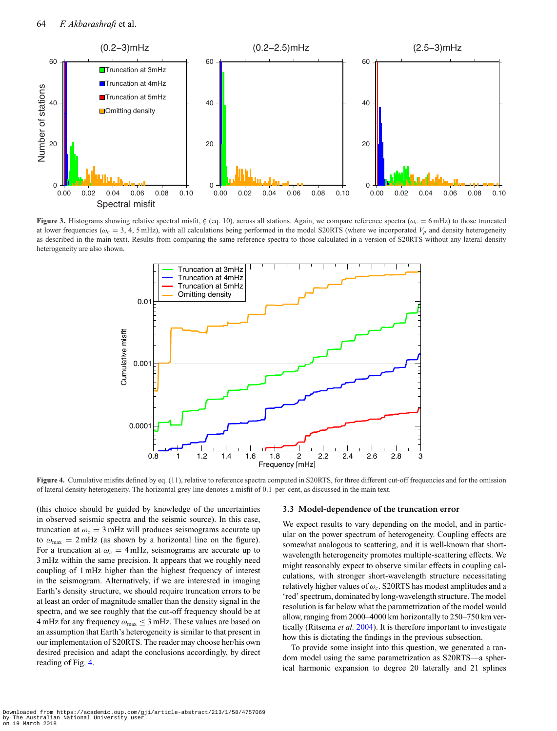**Figure 3.** Histograms showing relative spectral misfit, $\xi$ (eq. 10), across all stations. Again, we compare reference spectra ($\omega_c = 6\,\mathrm{mHz}$) to those truncated at lower frequencies ($\omega_c = 3$, 4, 5 mHz), with all calculations being performed in the model S20RTS (where we incorporated $V_p$ and density heterogeneity as described in the main text). Results from comparing the same reference spectra to those calculated in a version of S20RTS without any lateral density heterogeneity are also shown.

**Figure 4.** Cumulative misfits defined by eq. (11), relative to reference spectra computed in S20RTS, for three different cut-off frequencies and for the omission of lateral density heterogeneity. The horizontal grey line denotes a misfit of 0.1 per cent, as discussed in the main text.

(this choice should be guided by knowledge of the uncertainties in observed seismic spectra and the seismic source). In this case, truncation at $\omega_c = 3\,\mathrm{mHz}$ will produces seismograms accurate up to $\omega_{\mathrm{max}} = 2\,\mathrm{mHz}$ (as shown by a horizontal line on the figure). For a truncation at $\omega_c = 4\,\mathrm{mHz}$, seismograms are accurate up to 3 mHz within the same precision. It appears that we roughly need coupling of 1 mHz higher than the highest frequency of interest in the seismogram. Alternatively, if we are interested in imaging Earth's density structure, we should require truncation errors to be at least an order of magnitude smaller than the density signal in the spectra, and we see roughly that the cut-off frequency should be at 4 mHz for any frequency $\omega_{\mathrm{max}} \leq 3\,\mathrm{mHz}$. These values are based on an assumption that Earth's heterogeneity is similar to that present in our implementation of S20RTS. The reader may choose her/his own desired precision and adapt the conclusions accordingly, by direct reading of Fig. 4.

### 3.3 Model-dependence of the truncation error

We expect results to vary depending on the model, and in particular on the power spectrum of heterogeneity. Coupling effects are somewhat analogous to scattering, and it is well-known that short-wavelength heterogeneity promotes multiple-scattering effects. We might reasonably expect to observe similar effects in coupling calculations, with stronger short-wavelength structure necessitating relatively higher values of $\omega_c$. S20RTS has modest amplitudes and a 'red' spectrum, dominated by long-wavelength structure. The model resolution is far below what the parametrization of the model would allow, ranging from 2000–4000 km horizontally to 250–750 km vertically (Ritsema *et al.* 2004). It is therefore important to investigate how this is dictating the findings in the previous subsection.

To provide some insight into this question, we generated a random model using the same parametrization as S20RTS—a spherical harmonic expansion to degree 20 laterally and 21 splines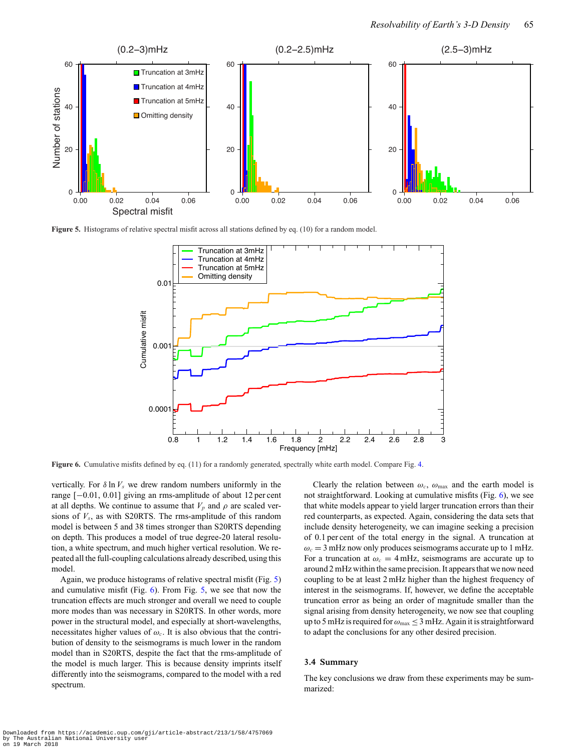Figure 5. Histograms of relative spectral misfit across all stations defined by eq. (10) for a random model.

Figure 6. Cumulative misfits defined by eq. (11) for a randomly generated, spectrally white earth model. Compare Fig. 4.

vertically. For $\delta \ln V_s$ we drew random numbers uniformly in the range $[-0.01, 0.01]$ giving an rms-amplitude of about 12 per cent at all depths. We continue to assume that $V_p$ and $\rho$ are scaled versions of $V_s$, as with S20RTS. The rms-amplitude of this random model is between 5 and 38 times stronger than S20RTS depending on depth. This produces a model of true degree-20 lateral resolution, a white spectrum, and much higher vertical resolution. We repeated all the full-coupling calculations already described, using this model.

Again, we produce histograms of relative spectral misfit (Fig. 5) and cumulative misfit (Fig. 6). From Fig. 5, we see that now the truncation effects are much stronger and overall we need to couple more modes than was necessary in S20RTS. In other words, more power in the structural model, and especially at short-wavelengths, necessitates higher values of $\omega_c$. It is also obvious that the contribution of density to the seismograms is much lower in the random model than in S20RTS, despite the fact that the rms-amplitude of the model is much larger. This is because density imprints itself differently into the seismograms, compared to the model with a red spectrum.

Clearly the relation between $\omega_c$, $\omega_{\max}$ and the earth model is not straightforward. Looking at cumulative misfits (Fig. 6), we see that white models appear to yield larger truncation errors than their red counterparts, as expected. Again, considering the data sets that include density heterogeneity, we can imagine seeking a precision of 0.1 per cent of the total energy in the signal. A truncation at $\omega_c = 3$ mHz now only produces seismograms accurate up to 1 mHz. For a truncation at $\omega_c = 4$ mHz, seismograms are accurate up to around 2 mHz within the same precision. It appears that we now need coupling to be at least 2 mHz higher than the highest frequency of interest in the seismograms. If, however, we define the acceptable truncation error as being an order of magnitude smaller than the signal arising from density heterogeneity, we now see that coupling up to 5 mHz is required for $\omega_{\max} \leq 3$ mHz. Again it is straightforward to adapt the conclusions for any other desired precision.

### 3.4 Summary

The key conclusions we draw from these experiments may be summarized: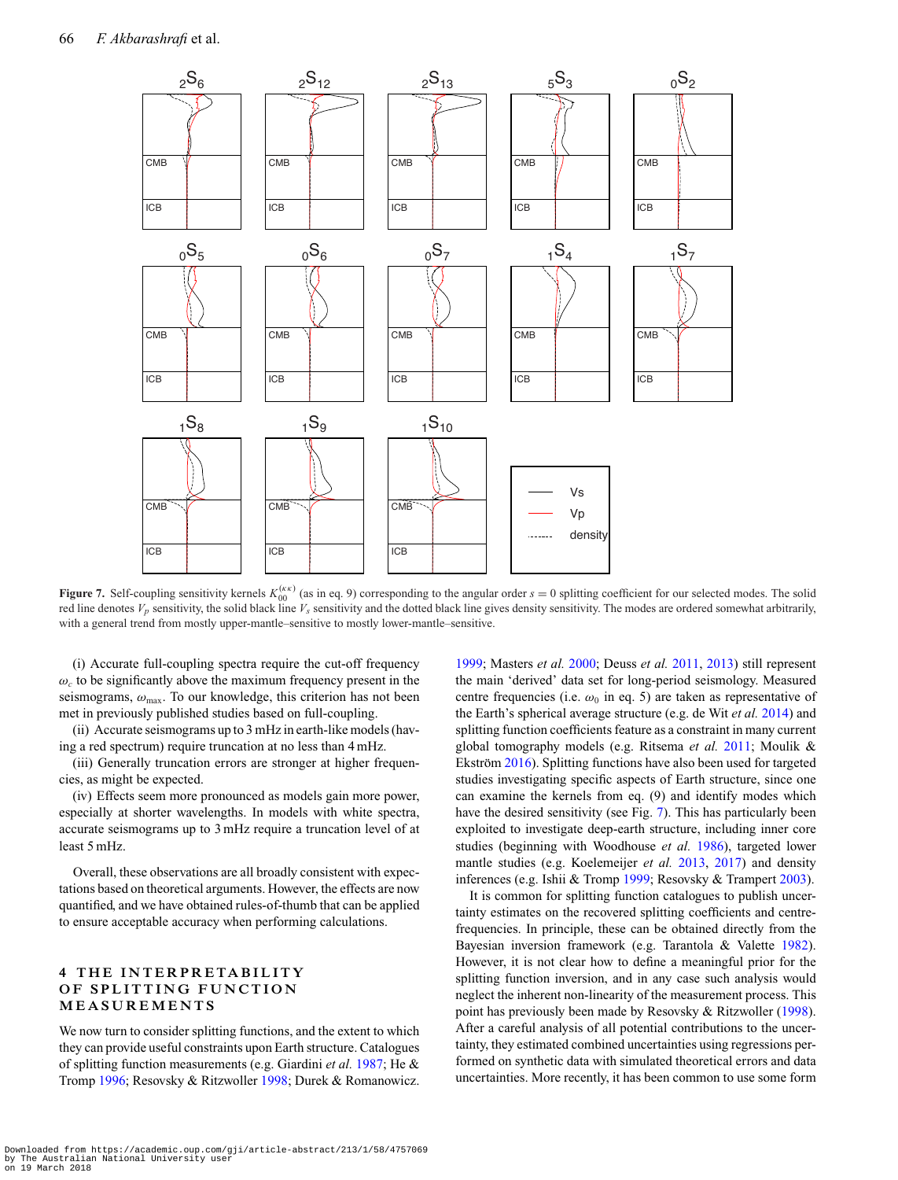**Figure 7.** Self-coupling sensitivity kernels $K_{00}^{(\kappa\kappa)}$ (as in eq. 9) corresponding to the angular order $s = 0$ splitting coefficient for our selected modes. The solid red line denotes $V_p$ sensitivity, the solid black line $V_s$ sensitivity and the dotted black line gives density sensitivity. The modes are ordered somewhat arbitrarily, with a general trend from mostly upper-mantle–sensitive to mostly lower-mantle–sensitive.

(i) Accurate full-coupling spectra require the cut-off frequency $\omega_c$ to be significantly above the maximum frequency present in the seismograms, $\omega_{\max}$. To our knowledge, this criterion has not been met in previously published studies based on full-coupling.

(ii) Accurate seismograms up to 3 mHz in earth-like models (having a red spectrum) require truncation at no less than 4 mHz.

(iii) Generally truncation errors are stronger at higher frequencies, as might be expected.

(iv) Effects seem more pronounced as models gain more power, especially at shorter wavelengths. In models with white spectra, accurate seismograms up to 3 mHz require a truncation level of at least 5 mHz.

Overall, these observations are all broadly consistent with expectations based on theoretical arguments. However, the effects are now quantified, and we have obtained rules-of-thumb that can be applied to ensure acceptable accuracy when performing calculations.

## 4 THE INTERPRETABILITY OF SPLITTING FUNCTION MEASUREMENTS

We now turn to consider splitting functions, and the extent to which they can provide useful constraints upon Earth structure. Catalogues of splitting function measurements (e.g. Giardini *et al.* 1987; He & Tromp 1996; Resovsky & Ritzwoller 1998; Durek & Romanowicz. 1999; Masters *et al.* 2000; Deuss *et al.* 2011, 2013) still represent the main 'derived' data set for long-period seismology. Measured centre frequencies (i.e. $\omega_0$ in eq. 5) are taken as representative of the Earth's spherical average structure (e.g. de Wit *et al.* 2014) and splitting function coefficients feature as a constraint in many current global tomography models (e.g. Ritsema *et al.* 2011; Moulik & Ekström 2016). Splitting functions have also been used for targeted studies investigating specific aspects of Earth structure, since one can examine the kernels from eq. (9) and identify modes which have the desired sensitivity (see Fig. 7). This has particularly been exploited to investigate deep-earth structure, including inner core studies (beginning with Woodhouse *et al.* 1986), targeted lower mantle studies (e.g. Koelemeijer *et al.* 2013, 2017) and density inferences (e.g. Ishii & Tromp 1999; Resovsky & Trampert 2003).

It is common for splitting function catalogues to publish uncertainty estimates on the recovered splitting coefficients and centre-frequencies. In principle, these can be obtained directly from the Bayesian inversion framework (e.g. Tarantola & Valette 1982). However, it is not clear how to define a meaningful prior for the splitting function inversion, and in any case such analysis would neglect the inherent non-linearity of the measurement process. This point has previously been made by Resovsky & Ritzwoller (1998). After a careful analysis of all potential contributions to the uncertainty, they estimated combined uncertainties using regressions performed on synthetic data with simulated theoretical errors and data uncertainties. More recently, it has been common to use some form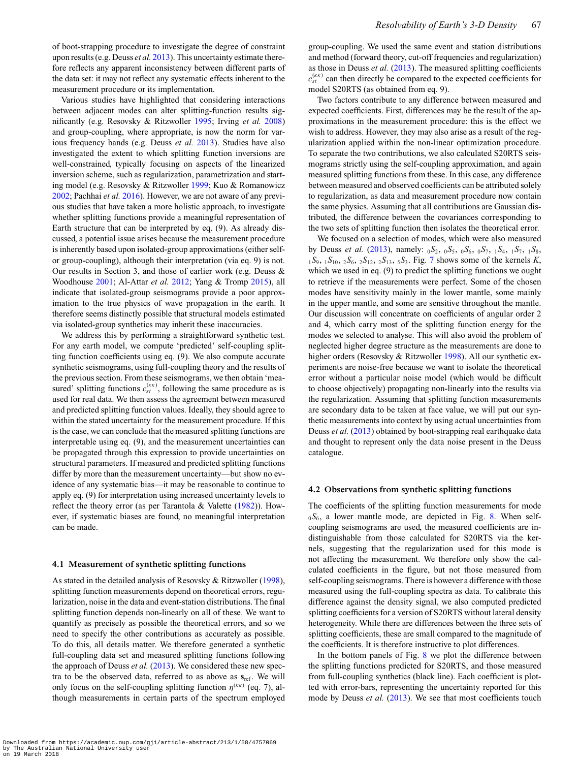of boot-strapping procedure to investigate the degree of constraint upon results (e.g. Deuss *et al.* 2013). This uncertainty estimate therefore reflects any apparent inconsistency between different parts of the data set: it may not reflect any systematic effects inherent to the measurement procedure or its implementation.

Various studies have highlighted that considering interactions between adjacent modes can alter splitting-function results significantly (e.g. Resovsky & Ritzwoller 1995; Irving *et al.* 2008) and group-coupling, where appropriate, is now the norm for various frequency bands (e.g. Deuss *et al.* 2013). Studies have also investigated the extent to which splitting function inversions are well-constrained, typically focusing on aspects of the linearized inversion scheme, such as regularization, parametrization and starting model (e.g. Resovsky & Ritzwoller 1999; Kuo & Romanowicz 2002; Pachhai *et al.* 2016). However, we are not aware of any previous studies that have taken a more holistic approach, to investigate whether splitting functions provide a meaningful representation of Earth structure that can be interpreted by eq. (9). As already discussed, a potential issue arises because the measurement procedure is inherently based upon isolated-group approximations (either self- or group-coupling), although their interpretation (via eq. 9) is not. Our results in Section 3, and those of earlier work (e.g. Deuss & Woodhouse 2001; Al-Attar *et al.* 2012; Yang & Tromp 2015), all indicate that isolated-group seismograms provide a poor approximation to the true physics of wave propagation in the earth. It therefore seems distinctly possible that structural models estimated via isolated-group synthetics may inherit these inaccuracies.

We address this by performing a straightforward synthetic test. For any earth model, we compute 'predicted' self-coupling splitting function coefficients using eq. (9). We also compute accurate synthetic seismograms, using full-coupling theory and the results of the previous section. From these seismograms, we then obtain 'measured' splitting functions $c_{st}^{(\kappa\kappa)}$, following the same procedure as is used for real data. We then assess the agreement between measured and predicted splitting function values. Ideally, they should agree to within the stated uncertainty for the measurement procedure. If this is the case, we can conclude that the measured splitting functions are interpretable using eq. (9), and the measurement uncertainties can be propagated through this expression to provide uncertainties on structural parameters. If measured and predicted splitting functions differ by more than the measurement uncertainty—but show no evidence of any systematic bias—it may be reasonable to continue to apply eq. (9) for interpretation using increased uncertainty levels to reflect the theory error (as per Tarantola & Valette (1982)). However, if systematic biases are found, no meaningful interpretation can be made.

### 4.1 Measurement of synthetic splitting functions

As stated in the detailed analysis of Resovsky & Ritzwoller (1998), splitting function measurements depend on theoretical errors, regularization, noise in the data and event-station distributions. The final splitting function depends non-linearly on all of these. We want to quantify as precisely as possible the theoretical errors, and so we need to specify the other contributions as accurately as possible. To do this, all details matter. We therefore generated a synthetic full-coupling data set and measured splitting functions following the approach of Deuss *et al.* (2013). We considered these new spectra to be the observed data, referred to as above as $\mathbf{s}_{\text{ref}}$. We will only focus on the self-coupling splitting function $\eta^{(\kappa\kappa)}$ (eq. 7), although measurements in certain parts of the spectrum employed group-coupling. We used the same event and station distributions and method (forward theory, cut-off frequencies and regularization) as those in Deuss *et al.* (2013). The measured splitting coefficients $c_{st}^{(\kappa\kappa)}$ can then directly be compared to the expected coefficients for model S20RTS (as obtained from eq. 9).

Two factors contribute to any difference between measured and expected coefficients. First, differences may be the result of the approximations in the measurement procedure: this is the effect we wish to address. However, they may also arise as a result of the regularization applied within the non-linear optimization procedure. To separate the two contributions, we also calculated S20RTS seismograms strictly using the self-coupling approximation, and again measured splitting functions from these. In this case, any difference between measured and observed coefficients can be attributed solely to regularization, as data and measurement procedure now contain the same physics. Assuming that all contributions are Gaussian distributed, the difference between the covariances corresponding to the two sets of splitting function then isolates the theoretical error.

We focused on a selection of modes, which were also measured by Deuss *et al.* (2013), namely: ${}_0S_2$, ${}_0S_5$, ${}_0S_6$, ${}_0S_7$, ${}_1S_4$, ${}_1S_7$, ${}_1S_8$, ${}_1S_9$, ${}_1S_{10}$, ${}_2S_6$, ${}_2S_{12}$, ${}_2S_{13}$, ${}_5S_3$. Fig. 7 shows some of the kernels *K*, which we used in eq. (9) to predict the splitting functions we ought to retrieve if the measurements were perfect. Some of the chosen modes have sensitivity mainly in the lower mantle, some mainly in the upper mantle, and some are sensitive throughout the mantle. Our discussion will concentrate on coefficients of angular order 2 and 4, which carry most of the splitting function energy for the modes we selected to analyse. This will also avoid the problem of neglected higher degree structure as the measurements are done to higher orders (Resovsky & Ritzwoller 1998). All our synthetic experiments are noise-free because we want to isolate the theoretical error without a particular noise model (which would be difficult to choose objectively) propagating non-linearly into the results via the regularization. Assuming that splitting function measurements are secondary data to be taken at face value, we will put our synthetic measurements into context by using actual uncertainties from Deuss *et al.* (2013) obtained by boot-strapping real earthquake data and thought to represent only the data noise present in the Deuss catalogue.

### 4.2 Observations from synthetic splitting functions

The coefficients of the splitting function measurements for mode ${}_0S_6$, a lower mantle mode, are depicted in Fig. 8. When self-coupling seismograms are used, the measured coefficients are indistinguishable from those calculated for S20RTS via the kernels, suggesting that the regularization used for this mode is not affecting the measurement. We therefore only show the calculated coefficients in the figure, but not those measured from self-coupling seismograms. There is however a difference with those measured using the full-coupling spectra as data. To calibrate this difference against the density signal, we also computed predicted splitting coefficients for a version of S20RTS without lateral density heterogeneity. While there are differences between the three sets of splitting coefficients, these are small compared to the magnitude of the coefficients. It is therefore instructive to plot differences.

In the bottom panels of Fig. 8 we plot the difference between the splitting functions predicted for S20RTS, and those measured from full-coupling synthetics (black line). Each coefficient is plotted with error-bars, representing the uncertainty reported for this mode by Deuss *et al.* (2013). We see that most coefficients touch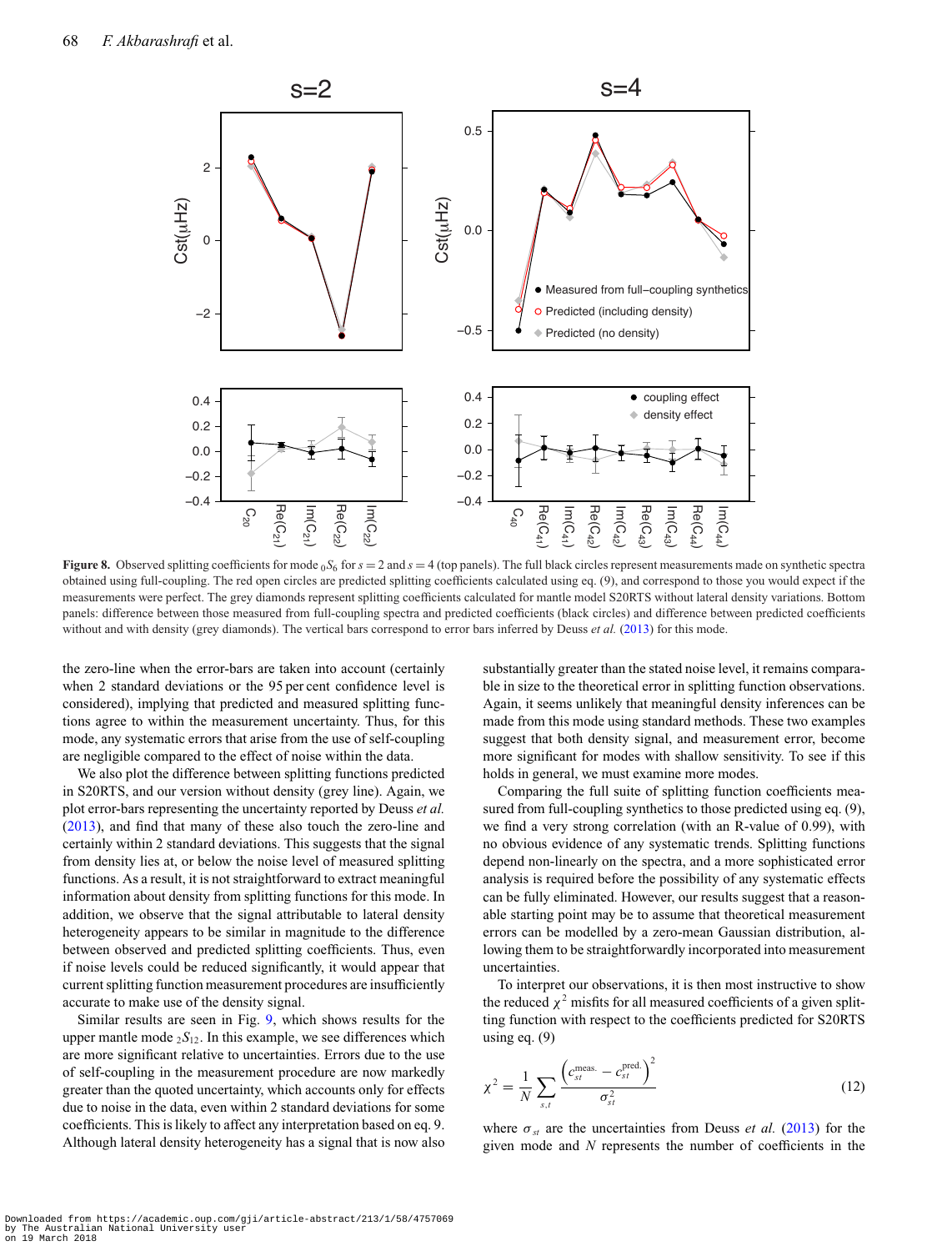**Figure 8.** Observed splitting coefficients for mode ${}_0S_6$ for $s = 2$ and $s = 4$ (top panels). The full black circles represent measurements made on synthetic spectra obtained using full-coupling. The red open circles are predicted splitting coefficients calculated using eq. (9), and correspond to those you would expect if the measurements were perfect. The grey diamonds represent splitting coefficients calculated for mantle model S20RTS without lateral density variations. Bottom panels: difference between those measured from full-coupling spectra and predicted coefficients (black circles) and difference between predicted coefficients without and with density (grey diamonds). The vertical bars correspond to error bars inferred by Deuss *et al.* (2013) for this mode.

the zero-line when the error-bars are taken into account (certainly when 2 standard deviations or the 95 per cent confidence level is considered), implying that predicted and measured splitting functions agree to within the measurement uncertainty. Thus, for this mode, any systematic errors that arise from the use of self-coupling are negligible compared to the effect of noise within the data.

We also plot the difference between splitting functions predicted in S20RTS, and our version without density (grey line). Again, we plot error-bars representing the uncertainty reported by Deuss *et al.* (2013), and find that many of these also touch the zero-line and certainly within 2 standard deviations. This suggests that the signal from density lies at, or below the noise level of measured splitting functions. As a result, it is not straightforward to extract meaningful information about density from splitting functions for this mode. In addition, we observe that the signal attributable to lateral density heterogeneity appears to be similar in magnitude to the difference between observed and predicted splitting coefficients. Thus, even if noise levels could be reduced significantly, it would appear that current splitting function measurement procedures are insufficiently accurate to make use of the density signal.

Similar results are seen in Fig. 9, which shows results for the upper mantle mode ${}_2S_{12}$. In this example, we see differences which are more significant relative to uncertainties. Errors due to the use of self-coupling in the measurement procedure are now markedly greater than the quoted uncertainty, which accounts only for effects due to noise in the data, even within 2 standard deviations for some coefficients. This is likely to affect any interpretation based on eq. 9. Although lateral density heterogeneity has a signal that is now also substantially greater than the stated noise level, it remains comparable in size to the theoretical error in splitting function observations. Again, it seems unlikely that meaningful density inferences can be made from this mode using standard methods. These two examples suggest that both density signal, and measurement error, become more significant for modes with shallow sensitivity. To see if this holds in general, we must examine more modes.

Comparing the full suite of splitting function coefficients measured from full-coupling synthetics to those predicted using eq. (9), we find a very strong correlation (with an R-value of 0.99), with no obvious evidence of any systematic trends. Splitting functions depend non-linearly on the spectra, and a more sophisticated error analysis is required before the possibility of any systematic effects can be fully eliminated. However, our results suggest that a reasonable starting point may be to assume that theoretical measurement errors can be modelled by a zero-mean Gaussian distribution, allowing them to be straightforwardly incorporated into measurement uncertainties.

To interpret our observations, it is then most instructive to show the reduced $\chi^2$ misfits for all measured coefficients of a given splitting function with respect to the coefficients predicted for S20RTS using eq. (9)

$$\chi^2 = \frac{1}{N}\sum_{s,t}\frac{\left(c_{st}^{\text{meas.}} - c_{st}^{\text{pred.}}\right)^2}{\sigma_{st}^2} \tag{12}$$

where $\sigma_{st}$ are the uncertainties from Deuss *et al.* (2013) for the given mode and $N$ represents the number of coefficients in the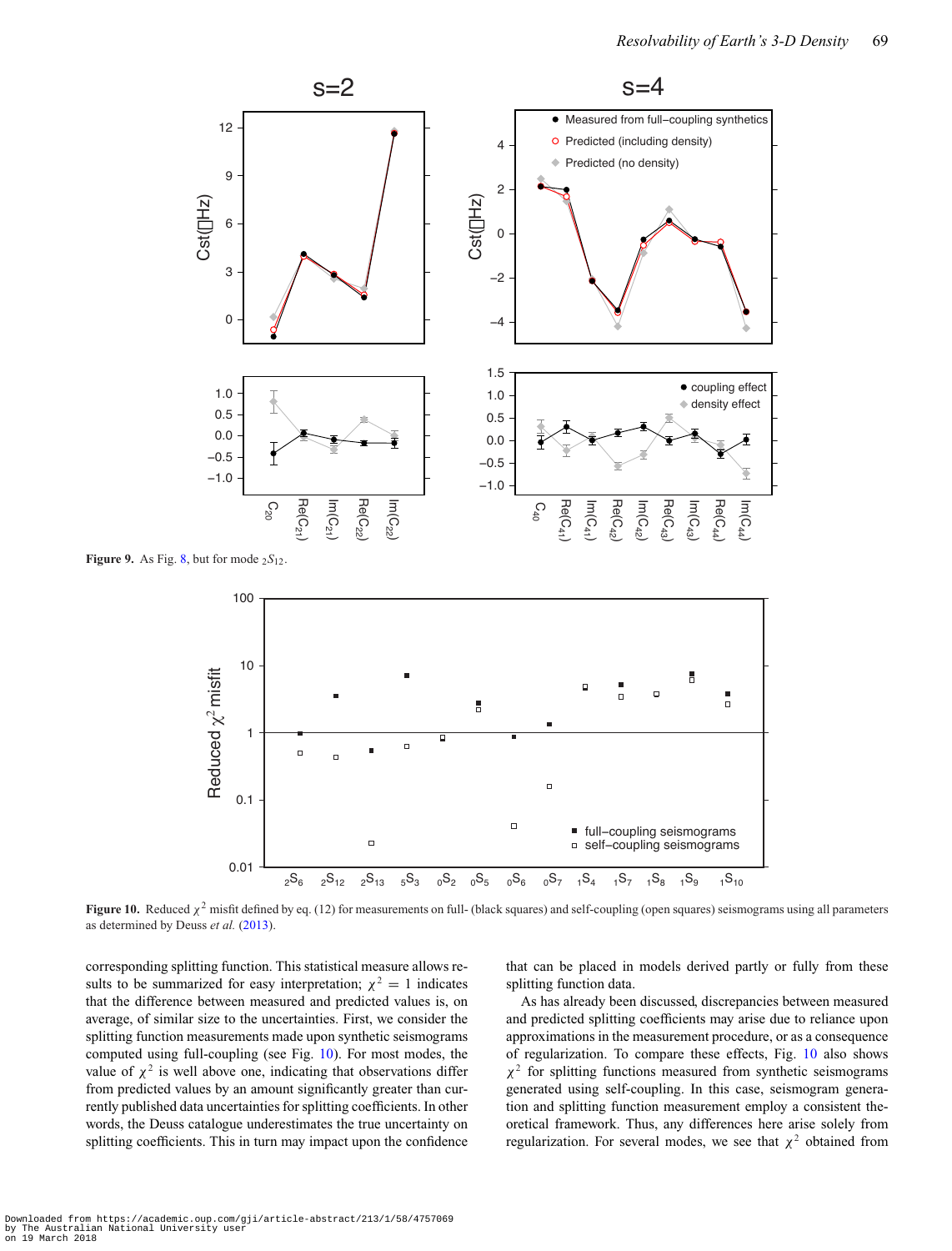**Figure 9.** As Fig. 8, but for mode ${}_2S_{12}$.

**Figure 10.** Reduced $\chi^2$ misfit defined by eq. (12) for measurements on full- (black squares) and self-coupling (open squares) seismograms using all parameters as determined by Deuss *et al.* (2013).

corresponding splitting function. This statistical measure allows results to be summarized for easy interpretation; $\chi^2 = 1$ indicates that the difference between measured and predicted values is, on average, of similar size to the uncertainties. First, we consider the splitting function measurements made upon synthetic seismograms computed using full-coupling (see Fig. 10). For most modes, the value of $\chi^2$ is well above one, indicating that observations differ from predicted values by an amount significantly greater than currently published data uncertainties for splitting coefficients. In other words, the Deuss catalogue underestimates the true uncertainty on splitting coefficients. This in turn may impact upon the confidence that can be placed in models derived partly or fully from these splitting function data.

As has already been discussed, discrepancies between measured and predicted splitting coefficients may arise due to reliance upon approximations in the measurement procedure, or as a consequence of regularization. To compare these effects, Fig. 10 also shows $\chi^2$ for splitting functions measured from synthetic seismograms generated using self-coupling. In this case, seismogram generation and splitting function measurement employ a consistent theoretical framework. Thus, any differences here arise solely from regularization. For several modes, we see that $\chi^2$ obtained from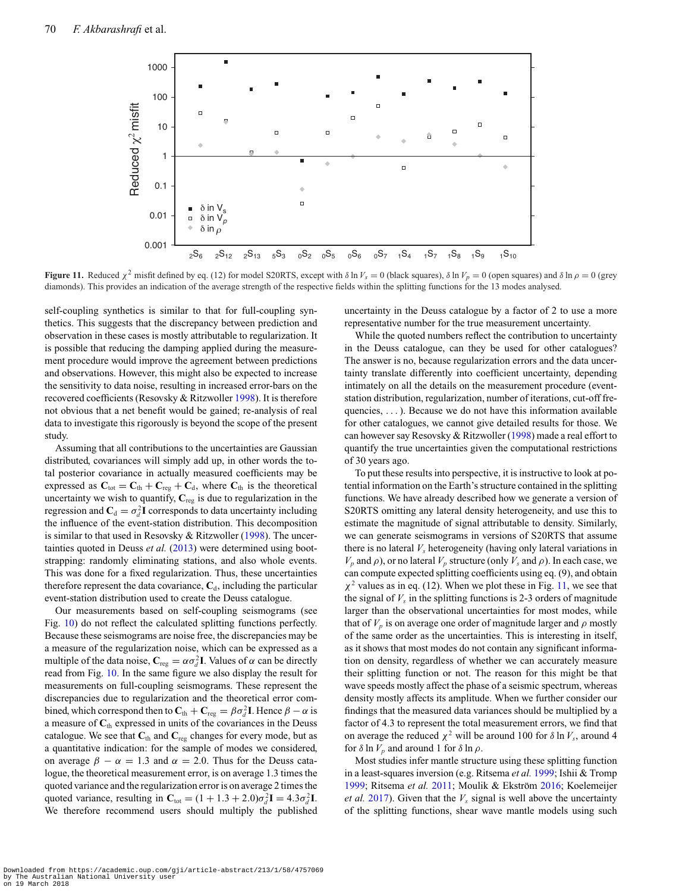Figure 11. Reduced $\chi^2$ misfit defined by eq. (12) for model S20RTS, except with $\delta \ln V_s = 0$ (black squares), $\delta \ln V_p = 0$ (open squares) and $\delta \ln \rho = 0$ (grey diamonds). This provides an indication of the average strength of the respective fields within the splitting functions for the 13 modes analysed.

self-coupling synthetics is similar to that for full-coupling synthetics. This suggests that the discrepancy between prediction and observation in these cases is mostly attributable to regularization. It is possible that reducing the damping applied during the measurement procedure would improve the agreement between predictions and observations. However, this might also be expected to increase the sensitivity to data noise, resulting in increased error-bars on the recovered coefficients (Resovsky & Ritzwoller 1998). It is therefore not obvious that a net benefit would be gained; re-analysis of real data to investigate this rigorously is beyond the scope of the present study.

Assuming that all contributions to the uncertainties are Gaussian distributed, covariances will simply add up, in other words the total posterior covariance in actually measured coefficients may be expressed as $\mathbf{C}_{\text{tot}} = \mathbf{C}_{\text{th}} + \mathbf{C}_{\text{reg}} + \mathbf{C}_{\text{d}}$, where $\mathbf{C}_{\text{th}}$ is the theoretical uncertainty we wish to quantify, $\mathbf{C}_{\text{reg}}$ is due to regularization in the regression and $\mathbf{C}_{\text{d}} = \sigma_d^2 \mathbf{I}$ corresponds to data uncertainty including the influence of the event-station distribution. This decomposition is similar to that used in Resovsky & Ritzwoller (1998). The uncertainties quoted in Deuss *et al.* (2013) were determined using bootstrapping: randomly eliminating stations, and also whole events. This was done for a fixed regularization. Thus, these uncertainties therefore represent the data covariance, $\mathbf{C}_{\text{d}}$, including the particular event-station distribution used to create the Deuss catalogue.

Our measurements based on self-coupling seismograms (see Fig. 10) do not reflect the calculated splitting functions perfectly. Because these seismograms are noise free, the discrepancies may be a measure of the regularization noise, which can be expressed as a multiple of the data noise, $\mathbf{C}_{\text{reg}} = \alpha \sigma_d^2 \mathbf{I}$. Values of $\alpha$ can be directly read from Fig. 10. In the same figure we also display the result for measurements on full-coupling seismograms. These represent the discrepancies due to regularization and the theoretical error combined, which correspond then to $\mathbf{C}_{\text{th}} + \mathbf{C}_{\text{reg}} = \beta \sigma_d^2 \mathbf{I}$. Hence $\beta - \alpha$ is a measure of $\mathbf{C}_{\text{th}}$ expressed in units of the covariances in the Deuss catalogue. We see that $\mathbf{C}_{\text{th}}$ and $\mathbf{C}_{\text{reg}}$ changes for every mode, but as a quantitative indication: for the sample of modes we considered, on average $\beta - \alpha = 1.3$ and $\alpha = 2.0$. Thus for the Deuss catalogue, the theoretical measurement error, is on average 1.3 times the quoted variance and the regularization error is on average 2 times the quoted variance, resulting in $\mathbf{C}_{\text{tot}} = (1 + 1.3 + 2.0)\sigma_d^2 \mathbf{I} = 4.3\sigma_d^2 \mathbf{I}$. We therefore recommend users should multiply the published uncertainty in the Deuss catalogue by a factor of 2 to use a more representative number for the true measurement uncertainty.

While the quoted numbers reflect the contribution to uncertainty in the Deuss catalogue, can they be used for other catalogues? The answer is no, because regularization errors and the data uncertainty translate differently into coefficient uncertainty, depending intimately on all the details on the measurement procedure (event-station distribution, regularization, number of iterations, cut-off frequencies, ...). Because we do not have this information available for other catalogues, we cannot give detailed results for those. We can however say Resovsky & Ritzwoller (1998) made a real effort to quantify the true uncertainties given the computational restrictions of 30 years ago.

To put these results into perspective, it is instructive to look at potential information on the Earth's structure contained in the splitting functions. We have already described how we generate a version of S20RTS omitting any lateral density heterogeneity, and use this to estimate the magnitude of signal attributable to density. Similarly, we can generate seismograms in versions of S20RTS that assume there is no lateral $V_s$ heterogeneity (having only lateral variations in $V_p$ and $\rho$), or no lateral $V_p$ structure (only $V_s$ and $\rho$). In each case, we can compute expected splitting coefficients using eq. (9), and obtain $\chi^2$ values as in eq. (12). When we plot these in Fig. 11, we see that the signal of $V_s$ in the splitting functions is 2-3 orders of magnitude larger than the observational uncertainties for most modes, while that of $V_p$ is on average one order of magnitude larger and $\rho$ mostly of the same order as the uncertainties. This is interesting in itself, as it shows that most modes do not contain any significant information on density, regardless of whether we can accurately measure their splitting function or not. The reason for this might be that wave speeds mostly affect the phase of a seismic spectrum, whereas density mostly affects its amplitude. When we further consider our findings that the measured data variances should be multiplied by a factor of 4.3 to represent the total measurement errors, we find that on average the reduced $\chi^2$ will be around 100 for $\delta \ln V_s$, around 4 for $\delta \ln V_p$ and around 1 for $\delta \ln \rho$.

Most studies infer mantle structure using these splitting function in a least-squares inversion (e.g. Ritsema *et al.* 1999; Ishii & Tromp 1999; Ritsema *et al.* 2011; Moulik & Ekström 2016; Koelemeijer *et al.* 2017). Given that the $V_s$ signal is well above the uncertainty of the splitting functions, shear wave mantle models using such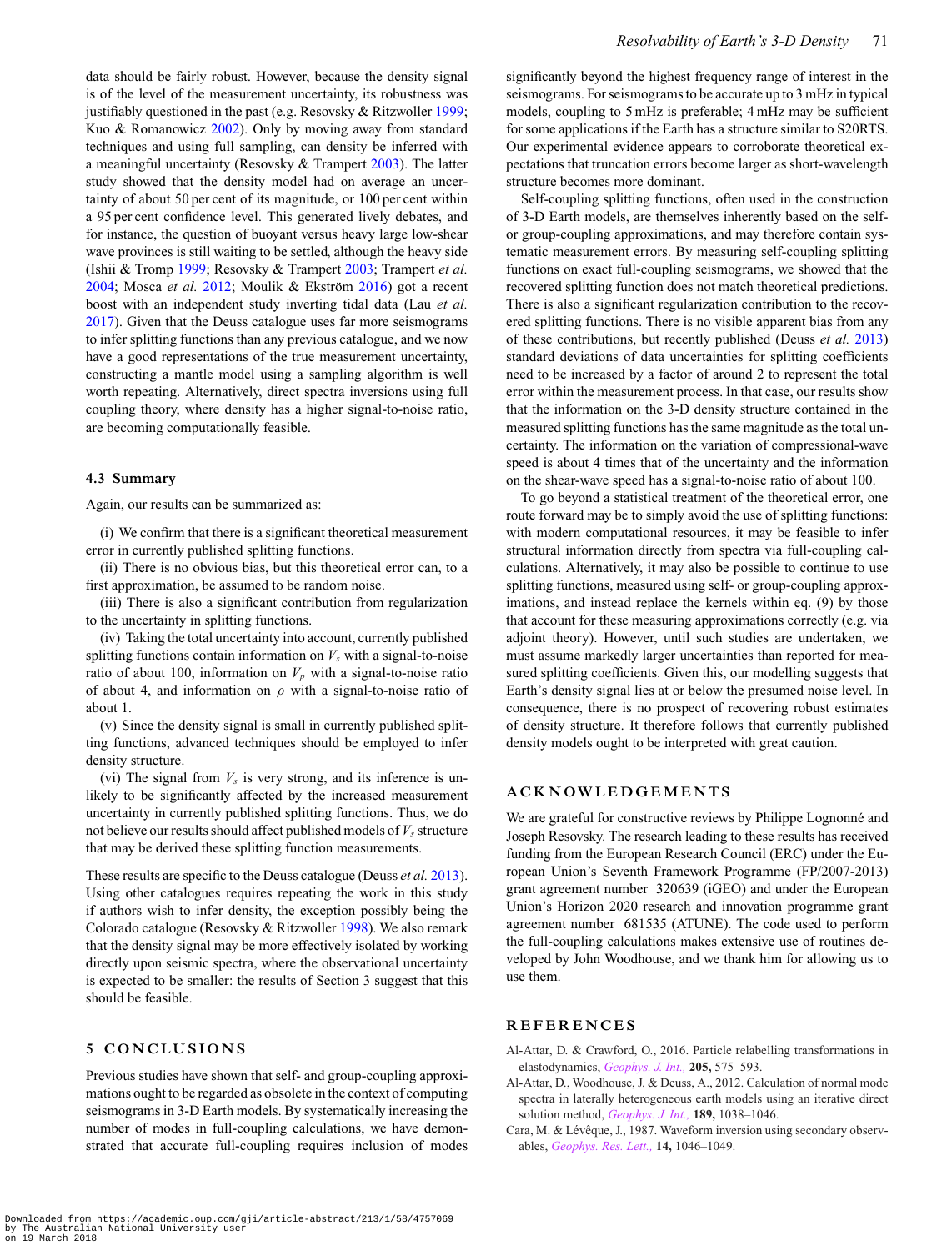data should be fairly robust. However, because the density signal is of the level of the measurement uncertainty, its robustness was justifiably questioned in the past (e.g. Resovsky & Ritzwoller 1999; Kuo & Romanowicz 2002). Only by moving away from standard techniques and using full sampling, can density be inferred with a meaningful uncertainty (Resovsky & Trampert 2003). The latter study showed that the density model had on average an uncertainty of about 50 per cent of its magnitude, or 100 per cent within a 95 per cent confidence level. This generated lively debates, and for instance, the question of buoyant versus heavy large low-shear wave provinces is still waiting to be settled, although the heavy side (Ishii & Tromp 1999; Resovsky & Trampert 2003; Trampert *et al.* 2004; Mosca *et al.* 2012; Moulik & Ekström 2016) got a recent boost with an independent study inverting tidal data (Lau *et al.* 2017). Given that the Deuss catalogue uses far more seismograms to infer splitting functions than any previous catalogue, and we now have a good representations of the true measurement uncertainty, constructing a mantle model using a sampling algorithm is well worth repeating. Alternatively, direct spectra inversions using full coupling theory, where density has a higher signal-to-noise ratio, are becoming computationally feasible.

### 4.3 Summary

Again, our results can be summarized as:

(i) We confirm that there is a significant theoretical measurement error in currently published splitting functions.

(ii) There is no obvious bias, but this theoretical error can, to a first approximation, be assumed to be random noise.

(iii) There is also a significant contribution from regularization to the uncertainty in splitting functions.

(iv) Taking the total uncertainty into account, currently published splitting functions contain information on $V_s$ with a signal-to-noise ratio of about 100, information on $V_p$ with a signal-to-noise ratio of about 4, and information on $\rho$ with a signal-to-noise ratio of about 1.

(v) Since the density signal is small in currently published splitting functions, advanced techniques should be employed to infer density structure.

(vi) The signal from $V_s$ is very strong, and its inference is unlikely to be significantly affected by the increased measurement uncertainty in currently published splitting functions. Thus, we do not believe our results should affect published models of $V_s$ structure that may be derived these splitting function measurements.

These results are specific to the Deuss catalogue (Deuss *et al.* 2013). Using other catalogues requires repeating the work in this study if authors wish to infer density, the exception possibly being the Colorado catalogue (Resovsky & Ritzwoller 1998). We also remark that the density signal may be more effectively isolated by working directly upon seismic spectra, where the observational uncertainty is expected to be smaller: the results of Section 3 suggest that this should be feasible.

## 5 CONCLUSIONS

Previous studies have shown that self- and group-coupling approximations ought to be regarded as obsolete in the context of computing seismograms in 3-D Earth models. By systematically increasing the number of modes in full-coupling calculations, we have demonstrated that accurate full-coupling requires inclusion of modes significantly beyond the highest frequency range of interest in the seismograms. For seismograms to be accurate up to 3 mHz in typical models, coupling to 5 mHz is preferable; 4 mHz may be sufficient for some applications if the Earth has a structure similar to S20RTS. Our experimental evidence appears to corroborate theoretical expectations that truncation errors become larger as short-wavelength structure becomes more dominant.

Self-coupling splitting functions, often used in the construction of 3-D Earth models, are themselves inherently based on the self- or group-coupling approximations, and may therefore contain systematic measurement errors. By measuring self-coupling splitting functions on exact full-coupling seismograms, we showed that the recovered splitting function does not match theoretical predictions. There is also a significant regularization contribution to the recovered splitting functions. There is no visible apparent bias from any of these contributions, but recently published (Deuss *et al.* 2013) standard deviations of data uncertainties for splitting coefficients need to be increased by a factor of around 2 to represent the total error within the measurement process. In that case, our results show that the information on the 3-D density structure contained in the measured splitting functions has the same magnitude as the total uncertainty. The information on the variation of compressional-wave speed is about 4 times that of the uncertainty and the information on the shear-wave speed has a signal-to-noise ratio of about 100.

To go beyond a statistical treatment of the theoretical error, one route forward may be to simply avoid the use of splitting functions: with modern computational resources, it may be feasible to infer structural information directly from spectra via full-coupling calculations. Alternatively, it may also be possible to continue to use splitting functions, measured using self- or group-coupling approximations, and instead replace the kernels within eq. (9) by those that account for these measuring approximations correctly (e.g. via adjoint theory). However, until such studies are undertaken, we must assume markedly larger uncertainties than reported for measured splitting coefficients. Given this, our modelling suggests that Earth's density signal lies at or below the presumed noise level. In consequence, there is no prospect of recovering robust estimates of density structure. It therefore follows that currently published density models ought to be interpreted with great caution.

## ACKNOWLEDGEMENTS

We are grateful for constructive reviews by Philippe Lognonné and Joseph Resovsky. The research leading to these results has received funding from the European Research Council (ERC) under the European Union's Seventh Framework Programme (FP/2007-2013) grant agreement number 320639 (iGEO) and under the European Union's Horizon 2020 research and innovation programme grant agreement number 681535 (ATUNE). The code used to perform the full-coupling calculations makes extensive use of routines developed by John Woodhouse, and we thank him for allowing us to use them.

## REFERENCES

Al-Attar, D. & Crawford, O., 2016. Particle relabelling transformations in elastodynamics, *Geophys. J. Int.,* **205,** 575–593.

Al-Attar, D., Woodhouse, J. & Deuss, A., 2012. Calculation of normal mode spectra in laterally heterogeneous earth models using an iterative direct solution method, *Geophys. J. Int.,* **189,** 1038–1046.

Cara, M. & Lévêque, J., 1987. Waveform inversion using secondary observables, *Geophys. Res. Lett.,* **14,** 1046–1049.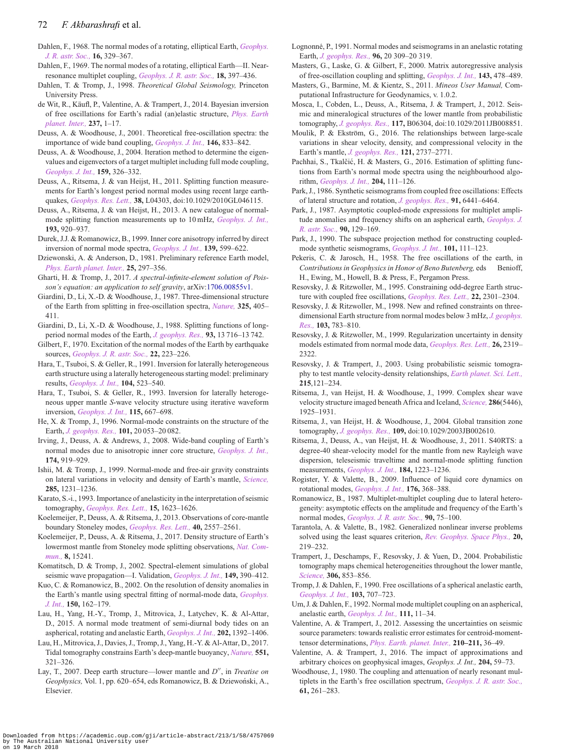Dahlen, F., 1968. The normal modes of a rotating, elliptical Earth, *Geophys. J. R. astr. Soc.,* **16,** 329–367.

Dahlen, F., 1969. The normal modes of a rotating, elliptical Earth—II. Near-resonance multiplet coupling, *Geophys. J. R. astr. Soc.,* **18,** 397–436.

Dahlen, T. & Tromp, J., 1998. *Theoretical Global Seismology,* Princeton University Press.

de Wit, R., Käufl, P., Valentine, A. & Trampert, J., 2014. Bayesian inversion of free oscillations for Earth's radial (an)elastic structure, *Phys. Earth planet. Inter.,* **237,** 1–17.

Deuss, A. & Woodhouse, J., 2001. Theoretical free-oscillation spectra: the importance of wide band coupling, *Geophys. J. Int.,* **146,** 833–842.

Deuss, A. & Woodhouse, J., 2004. Iteration method to determine the eigenvalues and eigenvectors of a target multiplet including full mode coupling, *Geophys. J. Int.,* **159,** 326–332.

Deuss, A., Ritsema, J. & van Heijst, H., 2011. Splitting function measurements for Earth's longest period normal modes using recent large earthquakes, *Geophys. Res. Lett.,* **38,** L04303, doi:10.1029/2010GL046115.

Deuss, A., Ritsema, J. & van Heijst, H., 2013. A new catalogue of normal-mode splitting function measurements up to 10 mHz, *Geophys. J. Int.,* **193,** 920–937.

Durek, J.J. & Romanowicz, B., 1999. Inner core anisotropy inferred by direct inversion of normal mode spectra, *Geophys. J. Int.,* **139,** 599–622.

Dziewonski, A. & Anderson, D., 1981. Preliminary reference Earth model, *Phys. Earth planet. Inter.,* **25,** 297–356.

Gharti, H. & Tromp, J., 2017. *A spectral-infinite-element solution of Poisson's equation: an application to self gravity*, arXiv:1706.00855v1.

Giardini, D., Li, X.-D. & Woodhouse, J., 1987. Three-dimensional structure of the Earth from splitting in free-oscillation spectra, *Nature,* **325,** 405–411.

Giardini, D., Li, X.-D. & Woodhouse, J., 1988. Splitting functions of long-period normal modes of the Earth, *J. geophys. Res.,* **93,** 13 716–13 742.

Gilbert, F., 1970. Excitation of the normal modes of the Earth by earthquake sources, *Geophys. J. R. astr. Soc.,* **22,** 223–226.

Hara, T., Tsuboi, S. & Geller, R., 1991. Inversion for laterally heterogeneous earth structure using a laterally heterogeneous starting model: preliminary results, *Geophys. J. Int.,* **104,** 523–540.

Hara, T., Tsuboi, S. & Geller, R., 1993. Inversion for laterally heterogeneous upper mantle *S*-wave velocity structure using iterative waveform inversion, *Geophys. J. Int.,* **115,** 667–698.

He, X. & Tromp, J., 1996. Normal-mode constraints on the structure of the Earth, *J. geophys. Res.,* **101,** 20 053–20 082.

Irving, J., Deuss, A. & Andrews, J., 2008. Wide-band coupling of Earth's normal modes due to anisotropic inner core structure, *Geophys. J. Int.,* **174,** 919–929.

Ishii, M. & Tromp, J., 1999. Normal-mode and free-air gravity constraints on lateral variations in velocity and density of Earth's mantle, *Science,* **285,** 1231–1236.

Karato, S.-i., 1993. Importance of anelasticity in the interpretation of seismic tomography, *Geophys. Res. Lett.,* **15,** 1623–1626.

Koelemeijer, P., Deuss, A. & Ritsema, J., 2013. Observations of core-mantle boundary Stoneley modes, *Geophys. Res. Lett.,* **40,** 2557–2561.

Koelemeijer, P., Deuss, A. & Ritsema, J., 2017. Density structure of Earth's lowermost mantle from Stoneley mode splitting observations, *Nat. Commun.,* **8,** 15241.

Komatitsch, D. & Tromp, J., 2002. Spectral-element simulations of global seismic wave propagation—I. Validation, *Geophys. J. Int.,* **149,** 390–412.

Kuo, C. & Romanowicz, B., 2002. On the resolution of density anomalies in the Earth's mantle using spectral fitting of normal-mode data, *Geophys. J. Int.,* **150,** 162–179.

Lau, H., Yang, H.-Y., Tromp, J., Mitrovica, J., Latychev, K. & Al-Attar, D., 2015. A normal mode treatment of semi-diurnal body tides on an aspherical, rotating and anelastic Earth, *Geophys. J. Int.,* **202,** 1392–1406.

Lau, H., Mitrovica, J., Davies, J., Tromp, J., Yang, H.-Y. & Al-Attar, D., 2017. Tidal tomography constrains Earth's deep-mantle buoyancy, *Nature,* **551,** 321–326.

Lay, T., 2007. Deep earth structure—lower mantle and $D''$, in *Treatise on Geophysics,* Vol. 1, pp. 620–654, eds Romanowicz, B. & Dziewoński, A., Elsevier.

Lognonné, P., 1991. Normal modes and seismograms in an anelastic rotating Earth, *J. geophys. Res.,* **96,** 20 309–20 319.

Masters, G., Laske, G. & Gilbert, F., 2000. Matrix autoregressive analysis of free-oscillation coupling and splitting, *Geophys. J. Int.,* **143,** 478–489.

Masters, G., Barmine, M. & Kientz, S., 2011. *Mineos User Manual,* Computational Infrastructure for Geodynamics, v. 1.0.2.

Mosca, I., Cobden, L., Deuss, A., Ritsema, J. & Trampert, J., 2012. Seismic and mineralogical structures of the lower mantle from probabilistic tomography, *J. geophys. Res.,* **117,** B06304, doi:10.1029/2011JB008851.

Moulik, P. & Ekström, G., 2016. The relationships between large-scale variations in shear velocity, density, and compressional velocity in the Earth's mantle, *J. geophys. Res.,* **121,** 2737–2771.

Pachhai, S., Tkalčić, H. & Masters, G., 2016. Estimation of splitting functions from Earth's normal mode spectra using the neighbourhood algorithm, *Geophys. J. Int.,* **204,** 111–126.

Park, J., 1986. Synthetic seismograms from coupled free oscillations: Effects of lateral structure and rotation, *J. geophys. Res.,* **91,** 6441–6464.

Park, J., 1987. Asymptotic coupled-mode expressions for multiplet amplitude anomalies and frequency shifts on an aspherical earth, *Geophys. J. R. astr. Soc.,* **90,** 129–169.

Park, J., 1990. The subspace projection method for constructing coupled-mode synthetic seismograms, *Geophys. J. Int.,* **101,** 111–123.

Pekeris, C. & Jarosch, H., 1958. The free oscillations of the earth, in *Contributions in Geophysics in Honor of Beno Butenberg,* eds Benioff, H., Ewing, M., Howell, B. & Press, F., Pergamon Press.

Resovsky, J. & Ritzwoller, M., 1995. Constraining odd-degree Earth structure with coupled free oscillations, *Geophys. Res. Lett.,* **22,** 2301–2304.

Resovsky, J. & Ritzwoller, M., 1998. New and refined constraints on three-dimensional Earth structure from normal modes below 3 mHz, *J. geophys. Res.,* **103,** 783–810.

Resovsky, J. & Ritzwoller, M., 1999. Regularization uncertainty in density models estimated from normal mode data, *Geophys. Res. Lett.,* **26,** 2319–2322.

Resovsky, J. & Trampert, J., 2003. Using probabilistic seismic tomography to test mantle velocity-density relationships, *Earth planet. Sci. Lett.,* **215**,121–234.

Ritsema, J., van Heijst, H. & Woodhouse, J., 1999. Complex shear wave velocity structure imaged beneath Africa and Iceland, *Science,* **286**(5446), 1925–1931.

Ritsema, J., van Heijst, H. & Woodhouse, J., 2004. Global transition zone tomography, *J. geophys. Res.,* **109,** doi:10.1029/2003JB002610.

Ritsema, J., Deuss, A., van Heijst, H. & Woodhouse, J., 2011. S40RTS: a degree-40 shear-velocity model for the mantle from new Rayleigh wave dispersion, teleseismic traveltime and normal-mode splitting function measurements, *Geophys. J. Int.,* **184,** 1223–1236.

Rogister, Y. & Valette, B., 2009. Influence of liquid core dynamics on rotational modes, *Geophys. J. Int.,* **176,** 368–388.

Romanowicz, B., 1987. Multiplet-multiplet coupling due to lateral heterogeneity: asymptotic effects on the amplitude and frequency of the Earth's normal modes, *Geophys. J. R. astr. Soc.,* **90,** 75–100.

Tarantola, A. & Valette, B., 1982. Generalized nonlinear inverse problems solved using the least squares criterion, *Rev. Geophys. Space Phys.,* **20,** 219–232.

Trampert, J., Deschamps, F., Resovsky, J. & Yuen, D., 2004. Probabilistic tomography maps chemical heterogeneities throughout the lower mantle, *Science,* **306,** 853–856.

Tromp, J. & Dahlen, F., 1990. Free oscillations of a spherical anelastic earth, *Geophys. J. Int.,* **103,** 707–723.

Um, J. & Dahlen, F., 1992. Normal mode multiplet coupling on an aspherical, anelastic earth, *Geophys. J. Int.,* **111,** 11–34.

Valentine, A. & Trampert, J., 2012. Assessing the uncertainties on seismic source parameters: towards realistic error estimates for centroid-moment-tensor determinations, *Phys. Earth. planet. Inter.,* **210–211,** 36–49.

Valentine, A. & Trampert, J., 2016. The impact of approximations and arbitrary choices on geophysical images, *Geophys. J. Int.,* **204,** 59–73.

Woodhouse, J., 1980. The coupling and attenuation of nearly resonant multiplets in the Earth's free oscillation spectrum, *Geophys. J. R. astr. Soc.,* **61,** 261–283.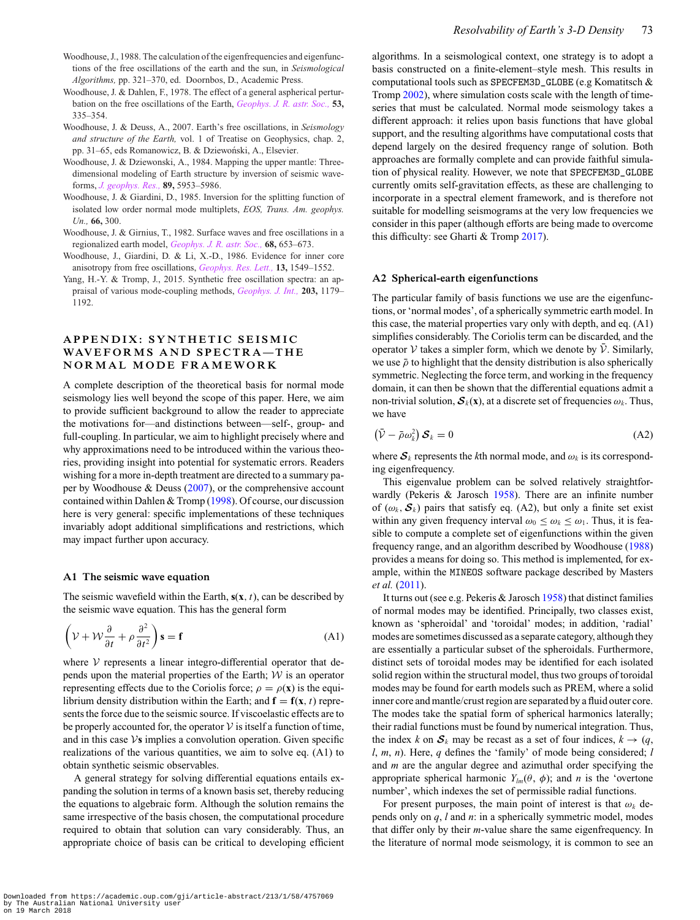Woodhouse, J., 1988. The calculation of the eigenfrequencies and eigenfunctions of the free oscillations of the earth and the sun, in *Seismological Algorithms,* pp. 321–370, ed. Doornbos, D., Academic Press.

Woodhouse, J. & Dahlen, F., 1978. The effect of a general aspherical perturbation on the free oscillations of the Earth, *Geophys. J. R. astr. Soc.,* **53,** 335–354.

Woodhouse, J. & Deuss, A., 2007. Earth's free oscillations, in *Seismology and structure of the Earth,* vol. 1 of Treatise on Geophysics, chap. 2, pp. 31–65, eds Romanowicz, B. & Dziewoński, A., Elsevier.

Woodhouse, J. & Dziewonski, A., 1984. Mapping the upper mantle: Three-dimensional modeling of Earth structure by inversion of seismic waveforms, *J. geophys. Res.,* **89,** 5953–5986.

Woodhouse, J. & Giardini, D., 1985. Inversion for the splitting function of isolated low order normal mode multiplets, *EOS, Trans. Am. geophys. Un.,* **66,** 300.

Woodhouse, J. & Girnius, T., 1982. Surface waves and free oscillations in a regionalized earth model, *Geophys. J. R. astr. Soc.,* **68,** 653–673.

Woodhouse, J., Giardini, D. & Li, X.-D., 1986. Evidence for inner core anisotropy from free oscillations, *Geophys. Res. Lett.,* **13,** 1549–1552.

Yang, H.-Y. & Tromp, J., 2015. Synthetic free oscillation spectra: an appraisal of various mode-coupling methods, *Geophys. J. Int.,* **203,** 1179–1192.

## APPENDIX: SYNTHETIC SEISMIC WAVEFORMS AND SPECTRA—THE NORMAL MODE FRAMEWORK

A complete description of the theoretical basis for normal mode seismology lies well beyond the scope of this paper. Here, we aim to provide sufficient background to allow the reader to appreciate the motivations for—and distinctions between—self-, group- and full-coupling. In particular, we aim to highlight precisely where and why approximations need to be introduced within the various theories, providing insight into potential for systematic errors. Readers wishing for a more in-depth treatment are directed to a summary paper by Woodhouse & Deuss (2007), or the comprehensive account contained within Dahlen & Tromp (1998). Of course, our discussion here is very general: specific implementations of these techniques invariably adopt additional simplifications and restrictions, which may impact further upon accuracy.

### A1 The seismic wave equation

The seismic wavefield within the Earth, $\mathbf{s}(\mathbf{x}, t)$, can be described by the seismic wave equation. This has the general form

$$\left(\mathcal{V} + \mathcal{W}\frac{\partial}{\partial t} + \rho\frac{\partial^2}{\partial t^2}\right)\mathbf{s} = \mathbf{f} \tag{A1}$$

where $\mathcal{V}$ represents a linear integro-differential operator that depends upon the material properties of the Earth; $\mathcal{W}$ is an operator representing effects due to the Coriolis force; $\rho = \rho(\mathbf{x})$ is the equilibrium density distribution within the Earth; and $\mathbf{f} = \mathbf{f}(\mathbf{x}, t)$ represents the force due to the seismic source. If viscoelastic effects are to be properly accounted for, the operator $\mathcal{V}$ is itself a function of time, and in this case $\mathcal{V}\mathbf{s}$ implies a convolution operation. Given specific realizations of the various quantities, we aim to solve eq. (A1) to obtain synthetic seismic observables.

A general strategy for solving differential equations entails expanding the solution in terms of a known basis set, thereby reducing the equations to algebraic form. Although the solution remains the same irrespective of the basis chosen, the computational procedure required to obtain that solution can vary considerably. Thus, an appropriate choice of basis can be critical to developing efficient algorithms. In a seismological context, one strategy is to adopt a basis constructed on a finite-element–style mesh. This results in computational tools such as SPECFEM3D_GLOBE (e.g Komatitsch & Tromp 2002), where simulation costs scale with the length of time-series that must be calculated. Normal mode seismology takes a different approach: it relies upon basis functions that have global support, and the resulting algorithms have computational costs that depend largely on the desired frequency range of solution. Both approaches are formally complete and can provide faithful simulation of physical reality. However, we note that SPECFEM3D_GLOBE currently omits self-gravitation effects, as these are challenging to incorporate in a spectral element framework, and is therefore not suitable for modelling seismograms at the very low frequencies we consider in this paper (although efforts are being made to overcome this difficulty: see Gharti & Tromp 2017).

### A2 Spherical-earth eigenfunctions

The particular family of basis functions we use are the eigenfunctions, or 'normal modes', of a spherically symmetric earth model. In this case, the material properties vary only with depth, and eq. (A1) simplifies considerably. The Coriolis term can be discarded, and the operator $\mathcal{V}$ takes a simpler form, which we denote by $\bar{\mathcal{V}}$. Similarly, we use $\bar{\rho}$ to highlight that the density distribution is also spherically symmetric. Neglecting the force term, and working in the frequency domain, it can then be shown that the differential equations admit a non-trivial solution, $\boldsymbol{\mathcal{S}}_k(\mathbf{x})$, at a discrete set of frequencies $\omega_k$. Thus, we have

$$\left(\bar{\mathcal{V}} - \bar{\rho}\omega_k^2\right)\boldsymbol{\mathcal{S}}_k = 0 \tag{A2}$$

where $\boldsymbol{\mathcal{S}}_k$ represents the $k$th normal mode, and $\omega_k$ is its corresponding eigenfrequency.

This eigenvalue problem can be solved relatively straightforwardly (Pekeris & Jarosch 1958). There are an infinite number of $(\omega_k, \boldsymbol{\mathcal{S}}_k)$ pairs that satisfy eq. (A2), but only a finite set exist within any given frequency interval $\omega_0 \leq \omega_k \leq \omega_1$. Thus, it is feasible to compute a complete set of eigenfunctions within the given frequency range, and an algorithm described by Woodhouse (1988) provides a means for doing so. This method is implemented, for example, within the MINEOS software package described by Masters *et al.* (2011).

It turns out (see e.g. Pekeris & Jarosch 1958) that distinct families of normal modes may be identified. Principally, two classes exist, known as 'spheroidal' and 'toroidal' modes; in addition, 'radial' modes are sometimes discussed as a separate category, although they are essentially a particular subset of the spheroidals. Furthermore, distinct sets of toroidal modes may be identified for each isolated solid region within the structural model, thus two groups of toroidal modes may be found for earth models such as PREM, where a solid inner core and mantle/crust region are separated by a fluid outer core. The modes take the spatial form of spherical harmonics laterally; their radial functions must be found by numerical integration. Thus, the index $k$ on $\boldsymbol{\mathcal{S}}_k$ may be recast as a set of four indices, $k \rightarrow (q, l, m, n)$. Here, $q$ defines the 'family' of mode being considered; $l$ and $m$ are the angular degree and azimuthal order specifying the appropriate spherical harmonic $Y_{lm}(\theta, \phi)$; and $n$ is the 'overtone number', which indexes the set of permissible radial functions.

For present purposes, the main point of interest is that $\omega_k$ depends only on $q$, $l$ and $n$: in a spherically symmetric model, modes that differ only by their $m$-value share the same eigenfrequency. In the literature of normal mode seismology, it is common to see an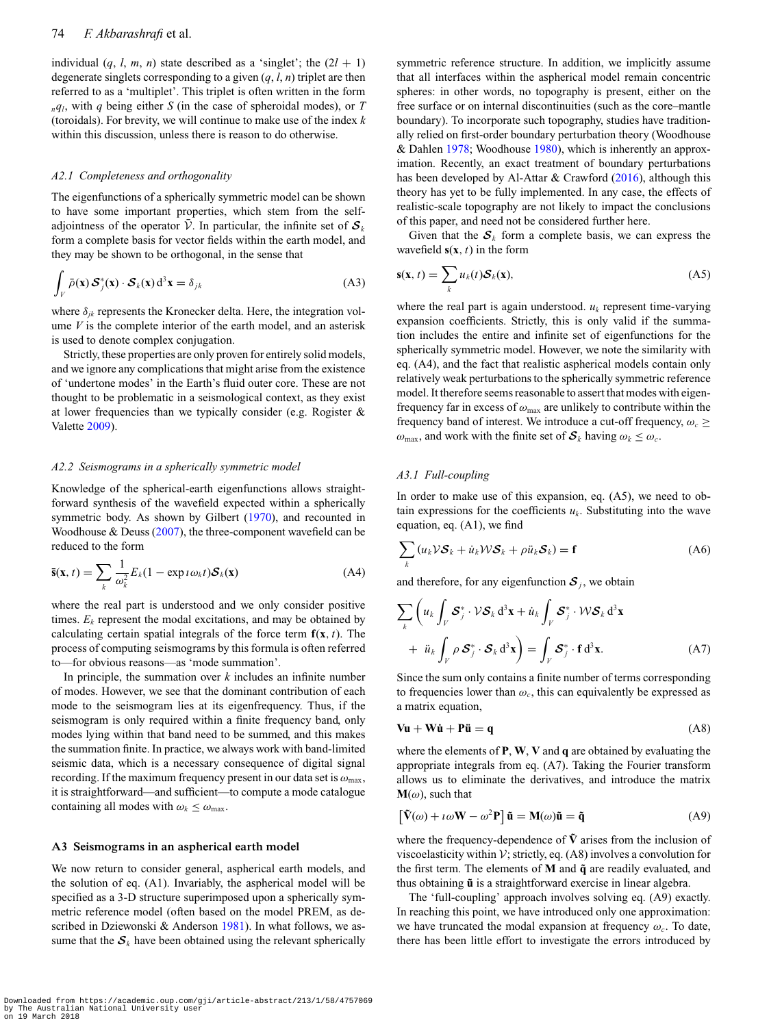individual ($q$, $l$, $m$, $n$) state described as a 'singlet'; the $(2l + 1)$ degenerate singlets corresponding to a given ($q$, $l$, $n$) triplet are then referred to as a 'multiplet'. This triplet is often written in the form ${}_nq_l$, with $q$ being either $S$ (in the case of spheroidal modes), or $T$ (toroidals). For brevity, we will continue to make use of the index $k$ within this discussion, unless there is reason to do otherwise.

### *A2.1 Completeness and orthogonality*

The eigenfunctions of a spherically symmetric model can be shown to have some important properties, which stem from the self-adjointness of the operator $\bar{\mathcal{V}}$. In particular, the infinite set of $\boldsymbol{\mathcal{S}}_k$ form a complete basis for vector fields within the earth model, and they may be shown to be orthogonal, in the sense that

$$\int_V \bar{\rho}(\mathbf{x})\, \boldsymbol{\mathcal{S}}_j^*(\mathbf{x}) \cdot \boldsymbol{\mathcal{S}}_k(\mathbf{x})\, \mathrm{d}^3\mathbf{x} = \delta_{jk} \tag{A3}$$

where $\delta_{jk}$ represents the Kronecker delta. Here, the integration volume $V$ is the complete interior of the earth model, and an asterisk is used to denote complex conjugation.

Strictly, these properties are only proven for entirely solid models, and we ignore any complications that might arise from the existence of 'undertone modes' in the Earth's fluid outer core. These are not thought to be problematic in a seismological context, as they exist at lower frequencies than we typically consider (e.g. Rogister & Valette 2009).

### *A2.2 Seismograms in a spherically symmetric model*

Knowledge of the spherical-earth eigenfunctions allows straightforward synthesis of the wavefield expected within a spherically symmetric body. As shown by Gilbert (1970), and recounted in Woodhouse & Deuss (2007), the three-component wavefield can be reduced to the form

$$\bar{\mathbf{s}}(\mathbf{x}, t) = \sum_k \frac{1}{\omega_k^2} E_k (1 - \exp \imath \omega_k t) \boldsymbol{\mathcal{S}}_k(\mathbf{x}) \tag{A4}$$

where the real part is understood and we only consider positive times. $E_k$ represent the modal excitations, and may be obtained by calculating certain spatial integrals of the force term $\mathbf{f}(\mathbf{x}, t)$. The process of computing seismograms by this formula is often referred to—for obvious reasons—as 'mode summation'.

In principle, the summation over $k$ includes an infinite number of modes. However, we see that the dominant contribution of each mode to the seismogram lies at its eigenfrequency. Thus, if the seismogram is only required within a finite frequency band, only modes lying within that band need to be summed, and this makes the summation finite. In practice, we always work with band-limited seismic data, which is a necessary consequence of digital signal recording. If the maximum frequency present in our data set is $\omega_{\max}$, it is straightforward—and sufficient—to compute a mode catalogue containing all modes with $\omega_k \le \omega_{\max}$.

## A3 Seismograms in an aspherical earth model

We now return to consider general, aspherical earth models, and the solution of eq. (A1). Invariably, the aspherical model will be specified as a 3-D structure superimposed upon a spherically symmetric reference model (often based on the model PREM, as described in Dziewonski & Anderson 1981). In what follows, we assume that the $\boldsymbol{\mathcal{S}}_k$ have been obtained using the relevant spherically symmetric reference structure. In addition, we implicitly assume that all interfaces within the aspherical model remain concentric spheres: in other words, no topography is present, either on the free surface or on internal discontinuities (such as the core–mantle boundary). To incorporate such topography, studies have traditionally relied on first-order boundary perturbation theory (Woodhouse & Dahlen 1978; Woodhouse 1980), which is inherently an approximation. Recently, an exact treatment of boundary perturbations has been developed by Al-Attar & Crawford (2016), although this theory has yet to be fully implemented. In any case, the effects of realistic-scale topography are not likely to impact the conclusions of this paper, and need not be considered further here.

Given that the $\boldsymbol{\mathcal{S}}_k$ form a complete basis, we can express the wavefield $\mathbf{s}(\mathbf{x}, t)$ in the form

$$\mathbf{s}(\mathbf{x}, t) = \sum_k u_k(t) \boldsymbol{\mathcal{S}}_k(\mathbf{x}), \tag{A5}$$

where the real part is again understood. $u_k$ represent time-varying expansion coefficients. Strictly, this is only valid if the summation includes the entire and infinite set of eigenfunctions for the spherically symmetric model. However, we note the similarity with eq. (A4), and the fact that realistic aspherical models contain only relatively weak perturbations to the spherically symmetric reference model. It therefore seems reasonable to assert that modes with eigenfrequency far in excess of $\omega_{\max}$ are unlikely to contribute within the frequency band of interest. We introduce a cut-off frequency, $\omega_c \ge \omega_{\max}$, and work with the finite set of $\boldsymbol{\mathcal{S}}_k$ having $\omega_k \le \omega_c$.

### *A3.1 Full-coupling*

In order to make use of this expansion, eq. (A5), we need to obtain expressions for the coefficients $u_k$. Substituting into the wave equation, eq. (A1), we find

$$\sum_k (u_k \mathcal{V} \boldsymbol{\mathcal{S}}_k + \dot{u}_k \mathcal{W} \boldsymbol{\mathcal{S}}_k + \rho \ddot{u}_k \boldsymbol{\mathcal{S}}_k) = \mathbf{f} \tag{A6}$$

and therefore, for any eigenfunction $\boldsymbol{\mathcal{S}}_j$, we obtain

$$\sum_k \left( u_k \int_V \boldsymbol{\mathcal{S}}_j^* \cdot \mathcal{V} \boldsymbol{\mathcal{S}}_k \, \mathrm{d}^3\mathbf{x} + \dot{u}_k \int_V \boldsymbol{\mathcal{S}}_j^* \cdot \mathcal{W} \boldsymbol{\mathcal{S}}_k \, \mathrm{d}^3\mathbf{x} + \ddot{u}_k \int_V \rho\, \boldsymbol{\mathcal{S}}_j^* \cdot \boldsymbol{\mathcal{S}}_k \, \mathrm{d}^3\mathbf{x} \right) = \int_V \boldsymbol{\mathcal{S}}_j^* \cdot \mathbf{f} \, \mathrm{d}^3\mathbf{x}. \tag{A7}$$

Since the sum only contains a finite number of terms corresponding to frequencies lower than $\omega_c$, this can equivalently be expressed as a matrix equation,

$$\mathbf{V}\mathbf{u} + \mathbf{W}\dot{\mathbf{u}} + \mathbf{P}\ddot{\mathbf{u}} = \mathbf{q} \tag{A8}$$

where the elements of $\mathbf{P}$, $\mathbf{W}$, $\mathbf{V}$ and $\mathbf{q}$ are obtained by evaluating the appropriate integrals from eq. (A7). Taking the Fourier transform allows us to eliminate the derivatives, and introduce the matrix $\mathbf{M}(\omega)$, such that

$$\left[ \tilde{\mathbf{V}}(\omega) + \imath\omega \mathbf{W} - \omega^2 \mathbf{P} \right] \tilde{\mathbf{u}} = \mathbf{M}(\omega) \tilde{\mathbf{u}} = \tilde{\mathbf{q}} \tag{A9}$$

where the frequency-dependence of $\tilde{\mathbf{V}}$ arises from the inclusion of viscoelasticity within $\mathcal{V}$; strictly, eq. (A8) involves a convolution for the first term. The elements of $\mathbf{M}$ and $\tilde{\mathbf{q}}$ are readily evaluated, and thus obtaining $\tilde{\mathbf{u}}$ is a straightforward exercise in linear algebra.

The 'full-coupling' approach involves solving eq. (A9) exactly. In reaching this point, we have introduced only one approximation: we have truncated the modal expansion at frequency $\omega_c$. To date, there has been little effort to investigate the errors introduced by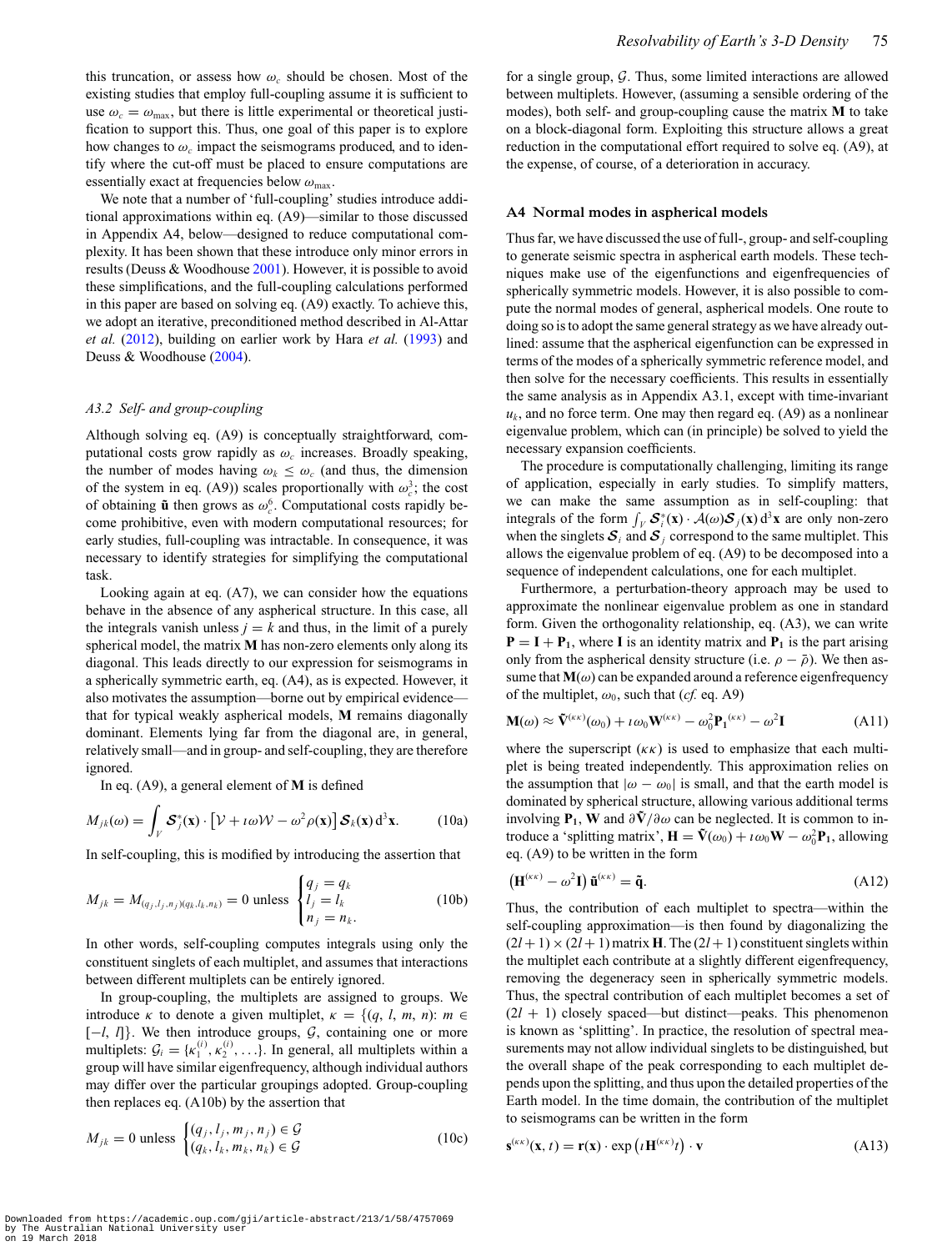this truncation, or assess how $\omega_c$ should be chosen. Most of the existing studies that employ full-coupling assume it is sufficient to use $\omega_c = \omega_{\max}$, but there is little experimental or theoretical justification to support this. Thus, one goal of this paper is to explore how changes to $\omega_c$ impact the seismograms produced, and to identify where the cut-off must be placed to ensure computations are essentially exact at frequencies below $\omega_{\max}$.

We note that a number of 'full-coupling' studies introduce additional approximations within eq. (A9)—similar to those discussed in Appendix A4, below—designed to reduce computational complexity. It has been shown that these introduce only minor errors in results (Deuss & Woodhouse 2001). However, it is possible to avoid these simplifications, and the full-coupling calculations performed in this paper are based on solving eq. (A9) exactly. To achieve this, we adopt an iterative, preconditioned method described in Al-Attar *et al.* (2012), building on earlier work by Hara *et al.* (1993) and Deuss & Woodhouse (2004).

### *A3.2 Self- and group-coupling*

Although solving eq. (A9) is conceptually straightforward, computational costs grow rapidly as $\omega_c$ increases. Broadly speaking, the number of modes having $\omega_k \le \omega_c$ (and thus, the dimension of the system in eq. (A9)) scales proportionally with $\omega_c^3$; the cost of obtaining $\tilde{\mathbf{u}}$ then grows as $\omega_c^6$. Computational costs rapidly become prohibitive, even with modern computational resources; for early studies, full-coupling was intractable. In consequence, it was necessary to identify strategies for simplifying the computational task.

Looking again at eq. (A7), we can consider how the equations behave in the absence of any aspherical structure. In this case, all the integrals vanish unless $j = k$ and thus, in the limit of a purely spherical model, the matrix $\mathbf{M}$ has non-zero elements only along its diagonal. This leads directly to our expression for seismograms in a spherically symmetric earth, eq. (A4), as is expected. However, it also motivates the assumption—borne out by empirical evidence—that for typical weakly aspherical models, $\mathbf{M}$ remains diagonally dominant. Elements lying far from the diagonal are, in general, relatively small—and in group- and self-coupling, they are therefore ignored.

In eq. (A9), a general element of $\mathbf{M}$ is defined

$$M_{jk}(\omega) = \int_V \boldsymbol{\mathcal{S}}_j^*(\mathbf{x}) \cdot \left[\mathcal{V} + \imath\omega\mathcal{W} - \omega^2\rho(\mathbf{x})\right]\boldsymbol{\mathcal{S}}_k(\mathbf{x})\,\mathrm{d}^3\mathbf{x}. \tag{10a}$$

In self-coupling, this is modified by introducing the assertion that

$$M_{jk} = M_{(q_j,l_j,n_j)(q_k,l_k,n_k)} = 0 \text{ unless } \begin{cases} q_j = q_k \\ l_j = l_k \\ n_j = n_k. \end{cases} \tag{10b}$$

In other words, self-coupling computes integrals using only the constituent singlets of each multiplet, and assumes that interactions between different multiplets can be entirely ignored.

In group-coupling, the multiplets are assigned to groups. We introduce $\kappa$ to denote a given multiplet, $\kappa = \{(q, l, m, n)\colon m \in [-l, l]\}$. We then introduce groups, $\mathcal{G}$, containing one or more multiplets: $\mathcal{G}_i = \{\kappa_1^{(i)}, \kappa_2^{(i)}, \ldots\}$. In general, all multiplets within a group will have similar eigenfrequency, although individual authors may differ over the particular groupings adopted. Group-coupling then replaces eq. (A10b) by the assertion that

$$M_{jk} = 0 \text{ unless } \begin{cases} (q_j, l_j, m_j, n_j) \in \mathcal{G} \\ (q_k, l_k, m_k, n_k) \in \mathcal{G} \end{cases} \tag{10c}$$

for a single group, $\mathcal{G}$. Thus, some limited interactions are allowed between multiplets. However, (assuming a sensible ordering of the modes), both self- and group-coupling cause the matrix $\mathbf{M}$ to take on a block-diagonal form. Exploiting this structure allows a great reduction in the computational effort required to solve eq. (A9), at the expense, of course, of a deterioration in accuracy.

## A4 Normal modes in aspherical models

Thus far, we have discussed the use of full-, group- and self-coupling to generate seismic spectra in aspherical earth models. These techniques make use of the eigenfunctions and eigenfrequencies of spherically symmetric models. However, it is also possible to compute the normal modes of general, aspherical models. One route to doing so is to adopt the same general strategy as we have already outlined: assume that the aspherical eigenfunction can be expressed in terms of the modes of a spherically symmetric reference model, and then solve for the necessary coefficients. This results in essentially the same analysis as in Appendix A3.1, except with time-invariant $u_k$, and no force term. One may then regard eq. (A9) as a nonlinear eigenvalue problem, which can (in principle) be solved to yield the necessary expansion coefficients.

The procedure is computationally challenging, limiting its range of application, especially in early studies. To simplify matters, we can make the same assumption as in self-coupling: that integrals of the form $\int_V \boldsymbol{\mathcal{S}}_i^*(\mathbf{x}) \cdot \mathcal{A}(\omega)\boldsymbol{\mathcal{S}}_j(\mathbf{x})\,\mathrm{d}^3\mathbf{x}$ are only non-zero when the singlets $\boldsymbol{\mathcal{S}}_i$ and $\boldsymbol{\mathcal{S}}_j$ correspond to the same multiplet. This allows the eigenvalue problem of eq. (A9) to be decomposed into a sequence of independent calculations, one for each multiplet.

Furthermore, a perturbation-theory approach may be used to approximate the nonlinear eigenvalue problem as one in standard form. Given the orthogonality relationship, eq. (A3), we can write $\mathbf{P} = \mathbf{I} + \mathbf{P_1}$, where $\mathbf{I}$ is an identity matrix and $\mathbf{P_1}$ is the part arising only from the aspherical density structure (i.e. $\rho - \bar{\rho}$). We then assume that $\mathbf{M}(\omega)$ can be expanded around a reference eigenfrequency of the multiplet, $\omega_0$, such that (*cf.* eq. A9)

$$\mathbf{M}(\omega) \approx \tilde{\mathbf{V}}^{(\kappa\kappa)}(\omega_0) + \imath\omega_0\mathbf{W}^{(\kappa\kappa)} - \omega_0^2\mathbf{P_1}^{(\kappa\kappa)} - \omega^2\mathbf{I} \tag{A11}$$

where the superscript $(\kappa\kappa)$ is used to emphasize that each multiplet is being treated independently. This approximation relies on the assumption that $|\omega - \omega_0|$ is small, and that the earth model is dominated by spherical structure, allowing various additional terms involving $\mathbf{P_1}$, $\mathbf{W}$ and $\partial\tilde{\mathbf{V}}/\partial\omega$ can be neglected. It is common to introduce a 'splitting matrix', $\mathbf{H} = \tilde{\mathbf{V}}(\omega_0) + \imath\omega_0\mathbf{W} - \omega_0^2\mathbf{P_1}$, allowing eq. (A9) to be written in the form

$$\left(\mathbf{H}^{(\kappa\kappa)} - \omega^2\mathbf{I}\right)\tilde{\mathbf{u}}^{(\kappa\kappa)} = \tilde{\mathbf{q}}. \tag{A12}$$

Thus, the contribution of each multiplet to spectra—within the self-coupling approximation—is then found by diagonalizing the $(2l+1)\times(2l+1)$ matrix $\mathbf{H}$. The $(2l+1)$ constituent singlets within the multiplet each contribute at a slightly different eigenfrequency, removing the degeneracy seen in spherically symmetric models. Thus, the spectral contribution of each multiplet becomes a set of $(2l + 1)$ closely spaced—but distinct—peaks. This phenomenon is known as 'splitting'. In practice, the resolution of spectral measurements may not allow individual singlets to be distinguished, but the overall shape of the peak corresponding to each multiplet depends upon the splitting, and thus upon the detailed properties of the Earth model. In the time domain, the contribution of the multiplet to seismograms can be written in the form

$$\mathbf{s}^{(\kappa\kappa)}(\mathbf{x}, t) = \mathbf{r}(\mathbf{x}) \cdot \exp\left(\imath\mathbf{H}^{(\kappa\kappa)}t\right) \cdot \mathbf{v} \tag{A13}$$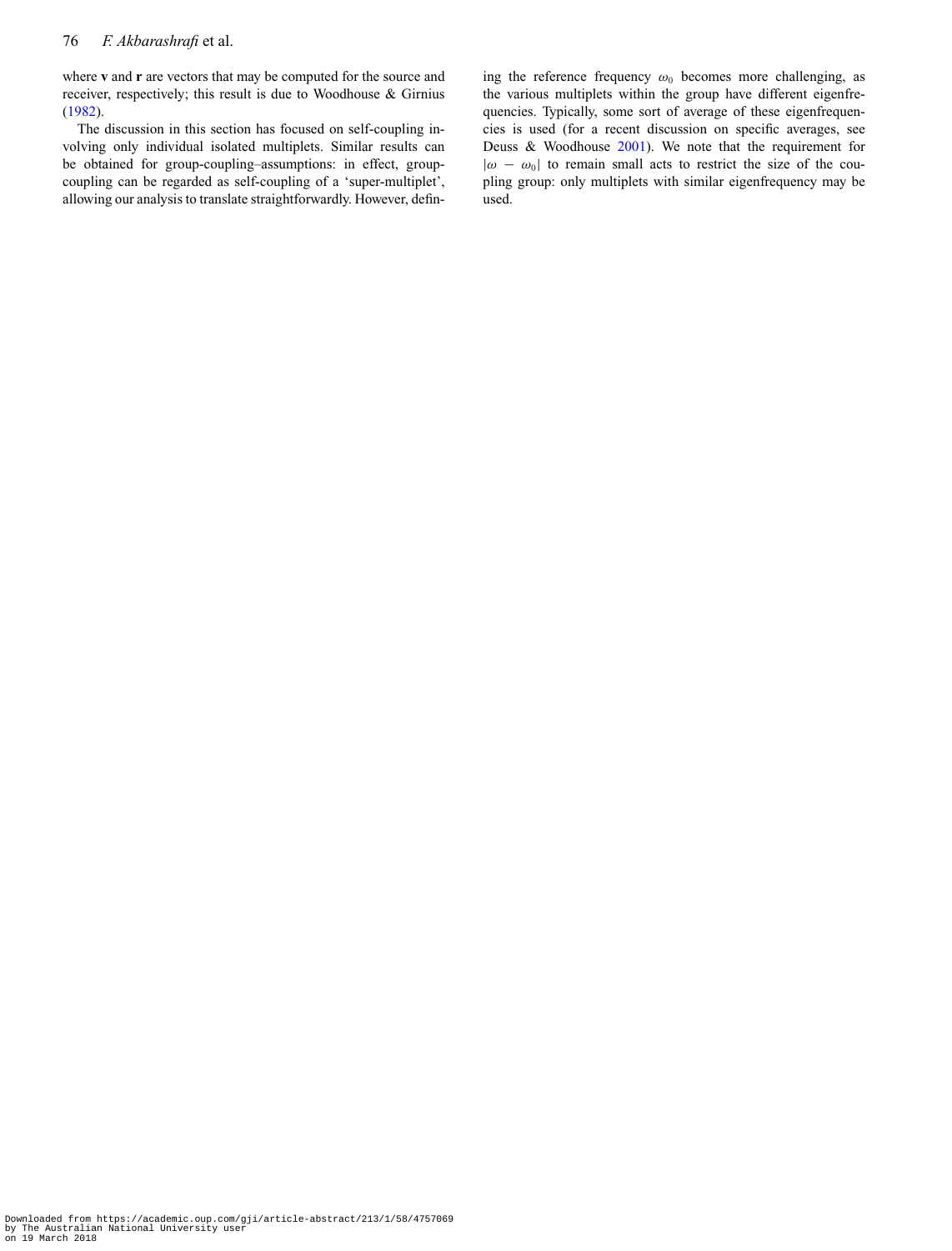where **v** and **r** are vectors that may be computed for the source and receiver, respectively; this result is due to Woodhouse & Girnius (1982).

The discussion in this section has focused on self-coupling involving only individual isolated multiplets. Similar results can be obtained for group-coupling–assumptions: in effect, group-coupling can be regarded as self-coupling of a 'super-multiplet', allowing our analysis to translate straightforwardly. However, defining the reference frequency $\omega_0$ becomes more challenging, as the various multiplets within the group have different eigenfrequencies. Typically, some sort of average of these eigenfrequencies is used (for a recent discussion on specific averages, see Deuss & Woodhouse 2001). We note that the requirement for $|\omega - \omega_0|$ to remain small acts to restrict the size of the coupling group: only multiplets with similar eigenfrequency may be used.